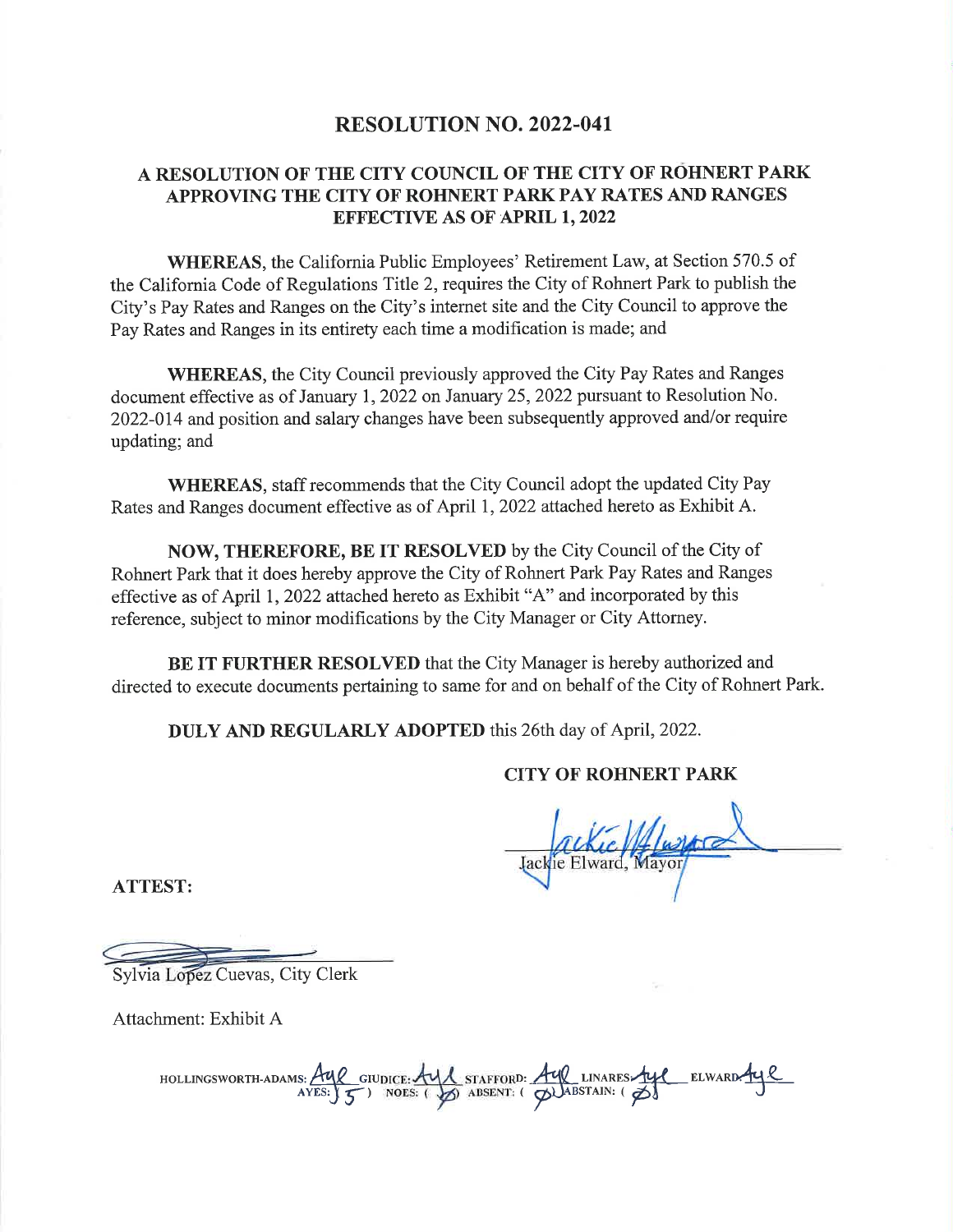# RESOLUTION NO. 2022-041

## A RESOLUTION OF THE CITY COUNCIL OF THE CITY OF ROHNERT PARK APPROVING THE CITY OF ROHNERT PARK PAY RATES AND RANGES EFFECTIVE AS OF APRIL 1, 2022

**WHEREAS**, the California Public Employees' Retirement Law, at Section 570.5 of the California Code of Regulations Title 2, requires the City of Rohnert Park to publish the City's Pay Rates and Ranges on the City's internet site and the City Council to approve the Pay Rates and Ranges in its entirety each time a modification is made; and

**WHEREAS**, the City Council previously approved the City Pay Rates and Ranges document effective as of January 1, 2022 on January 25, 2022 pursuant to Resolution No. 2022-014 and position and salary changes have been subsequently approved and/or require updating; and

**WHEREAS**, staff recommends that the City Council adopt the updated City Pay Rates and Ranges document effective as of April 1, 2022 attached hereto as Exhibit A.

**NOW, THEREFORE, BE IT RESOLVED** by the City Council of the City of Rohnert Park that it does hereby approve the City of Rohnert Park Pay Rates and Ranges effective as of April 1, 2022 attached hereto as Exhibit "A" and incorporated by this reference, subject to minor modifications by the City Manager or City Attorney.

**BE IT FURTHER RESOLVED** that the City Manager is hereby authorized and directed to execute documents pertaining to same for and on behalf of the City of Rohnert Park.

**DULY AND REGULARLY ADOPTED** this 26th day of April, 2022.

**CITY OF ROHNERT PARK**

Jackie Elward, Mayor

**ATTEST:**

Sylvia Lopez Cuevas, City Clerk

Attachment: Exhibit A

HOLLINGSWORTH-ADAMS: Aye GIUDICE: Aye STAFFORD: Aye LINARES: Aye ELWARD: Aye
AYES: ( 5 ) NOES: ( Ø ) ABSENT: ( Ø ) ABSTAIN: ( Ø )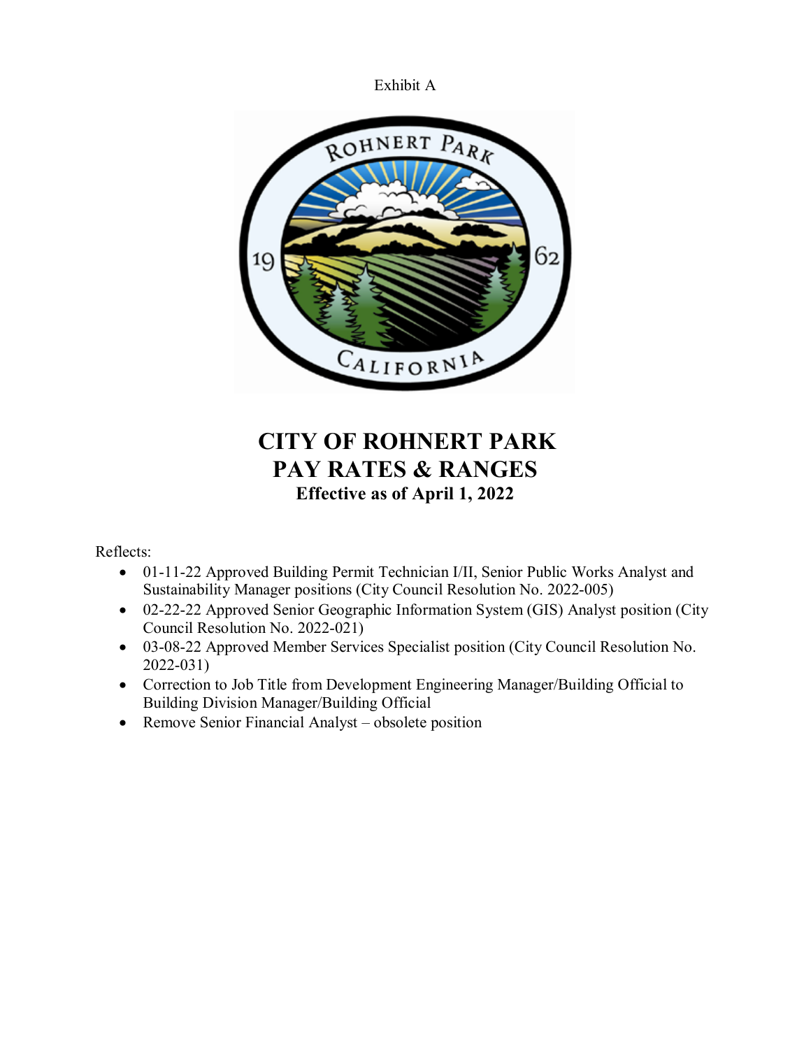Exhibit A

# CITY OF ROHNERT PARK
# PAY RATES & RANGES
### Effective as of April 1, 2022

Reflects:

- 01-11-22 Approved Building Permit Technician I/II, Senior Public Works Analyst and Sustainability Manager positions (City Council Resolution No. 2022-005)
- 02-22-22 Approved Senior Geographic Information System (GIS) Analyst position (City Council Resolution No. 2022-021)
- 03-08-22 Approved Member Services Specialist position (City Council Resolution No. 2022-031)
- Correction to Job Title from Development Engineering Manager/Building Official to Building Division Manager/Building Official
- Remove Senior Financial Analyst – obsolete position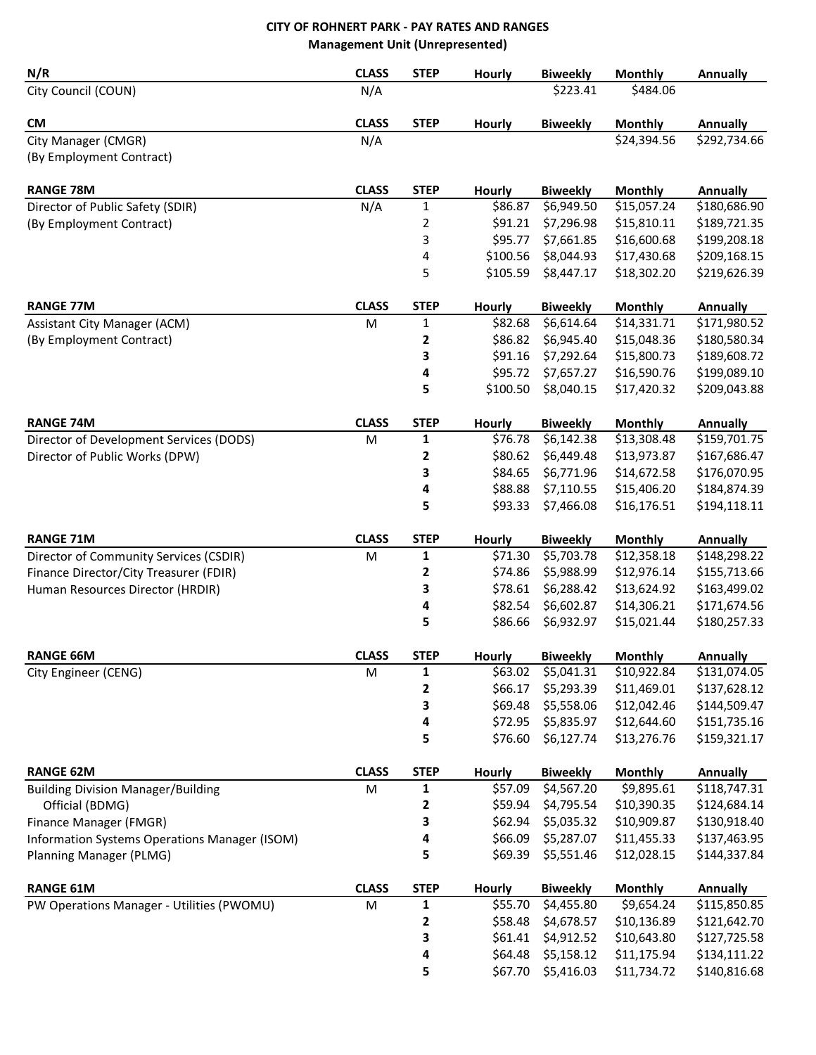# CITY OF ROHNERT PARK - PAY RATES AND RANGES
## Management Unit (Unrepresented)

| N/R | CLASS | STEP | Hourly | Biweekly | Monthly | Annually |
|---|---|---|---|---|---|---|
| City Council (COUN) | N/A | | | $223.41 | $484.06 | |

| CM | CLASS | STEP | Hourly | Biweekly | Monthly | Annually |
|---|---|---|---|---|---|---|
| City Manager (CMGR) | N/A | | | | $24,394.56 | $292,734.66 |
| (By Employment Contract) | | | | | | |

| RANGE 78M | CLASS | STEP | Hourly | Biweekly | Monthly | Annually |
|---|---|---|---|---|---|---|
| Director of Public Safety (SDIR) | N/A | 1 | $86.87 | $6,949.50 | $15,057.24 | $180,686.90 |
| (By Employment Contract) | | 2 | $91.21 | $7,296.98 | $15,810.11 | $189,721.35 |
| | | 3 | $95.77 | $7,661.85 | $16,600.68 | $199,208.18 |
| | | 4 | $100.56 | $8,044.93 | $17,430.68 | $209,168.15 |
| | | 5 | $105.59 | $8,447.17 | $18,302.20 | $219,626.39 |

| RANGE 77M | CLASS | STEP | Hourly | Biweekly | Monthly | Annually |
|---|---|---|---|---|---|---|
| Assistant City Manager (ACM) | M | 1 | $82.68 | $6,614.64 | $14,331.71 | $171,980.52 |
| (By Employment Contract) | | **2** | $86.82 | $6,945.40 | $15,048.36 | $180,580.34 |
| | | **3** | $91.16 | $7,292.64 | $15,800.73 | $189,608.72 |
| | | **4** | $95.72 | $7,657.27 | $16,590.76 | $199,089.10 |
| | | **5** | $100.50 | $8,040.15 | $17,420.32 | $209,043.88 |

| RANGE 74M | CLASS | STEP | Hourly | Biweekly | Monthly | Annually |
|---|---|---|---|---|---|---|
| Director of Development Services (DODS) | M | **1** | $76.78 | $6,142.38 | $13,308.48 | $159,701.75 |
| Director of Public Works (DPW) | | **2** | $80.62 | $6,449.48 | $13,973.87 | $167,686.47 |
| | | **3** | $84.65 | $6,771.96 | $14,672.58 | $176,070.95 |
| | | **4** | $88.88 | $7,110.55 | $15,406.20 | $184,874.39 |
| | | **5** | $93.33 | $7,466.08 | $16,176.51 | $194,118.11 |

| RANGE 71M | CLASS | STEP | Hourly | Biweekly | Monthly | Annually |
|---|---|---|---|---|---|---|
| Director of Community Services (CSDIR) | M | **1** | $71.30 | $5,703.78 | $12,358.18 | $148,298.22 |
| Finance Director/City Treasurer (FDIR) | | **2** | $74.86 | $5,988.99 | $12,976.14 | $155,713.66 |
| Human Resources Director (HRDIR) | | **3** | $78.61 | $6,288.42 | $13,624.92 | $163,499.02 |
| | | **4** | $82.54 | $6,602.87 | $14,306.21 | $171,674.56 |
| | | **5** | $86.66 | $6,932.97 | $15,021.44 | $180,257.33 |

| RANGE 66M | CLASS | STEP | Hourly | Biweekly | Monthly | Annually |
|---|---|---|---|---|---|---|
| City Engineer (CENG) | M | **1** | $63.02 | $5,041.31 | $10,922.84 | $131,074.05 |
| | | **2** | $66.17 | $5,293.39 | $11,469.01 | $137,628.12 |
| | | **3** | $69.48 | $5,558.06 | $12,042.46 | $144,509.47 |
| | | **4** | $72.95 | $5,835.97 | $12,644.60 | $151,735.16 |
| | | **5** | $76.60 | $6,127.74 | $13,276.76 | $159,321.17 |

| RANGE 62M | CLASS | STEP | Hourly | Biweekly | Monthly | Annually |
|---|---|---|---|---|---|---|
| Building Division Manager/Building Official (BDMG) | M | **1** | $57.09 | $4,567.20 | $9,895.61 | $118,747.31 |
| Finance Manager (FMGR) | | **2** | $59.94 | $4,795.54 | $10,390.35 | $124,684.14 |
| Information Systems Operations Manager (ISOM) | | **3** | $62.94 | $5,035.32 | $10,909.87 | $130,918.40 |
| Planning Manager (PLMG) | | **4** | $66.09 | $5,287.07 | $11,455.33 | $137,463.95 |
| | | **5** | $69.39 | $5,551.46 | $12,028.15 | $144,337.84 |

| RANGE 61M | CLASS | STEP | Hourly | Biweekly | Monthly | Annually |
|---|---|---|---|---|---|---|
| PW Operations Manager - Utilities (PWOMU) | M | **1** | $55.70 | $4,455.80 | $9,654.24 | $115,850.85 |
| | | **2** | $58.48 | $4,678.57 | $10,136.89 | $121,642.70 |
| | | **3** | $61.41 | $4,912.52 | $10,643.80 | $127,725.58 |
| | | **4** | $64.48 | $5,158.12 | $11,175.94 | $134,111.22 |
| | | **5** | $67.70 | $5,416.03 | $11,734.72 | $140,816.68 |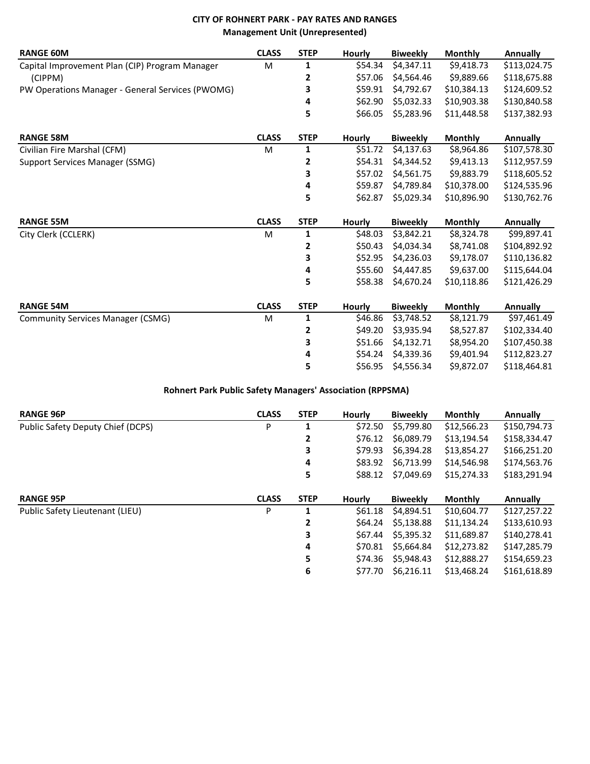### CITY OF ROHNERT PARK - PAY RATES AND RANGES
### Management Unit (Unrepresented)

| RANGE 60M | CLASS | STEP | Hourly | Biweekly | Monthly | Annually |
|---|---|---|---|---|---|---|
| Capital Improvement Plan (CIP) Program Manager (CIPPM) | M | 1 | $54.34 | $4,347.11 | $9,418.73 | $113,024.75 |
| | | 2 | $57.06 | $4,564.46 | $9,889.66 | $118,675.88 |
| PW Operations Manager - General Services (PWOMG) | | 3 | $59.91 | $4,792.67 | $10,384.13 | $124,609.52 |
| | | 4 | $62.90 | $5,032.33 | $10,903.38 | $130,840.58 |
| | | 5 | $66.05 | $5,283.96 | $11,448.58 | $137,382.93 |

| RANGE 58M | CLASS | STEP | Hourly | Biweekly | Monthly | Annually |
|---|---|---|---|---|---|---|
| Civilian Fire Marshal (CFM) | M | 1 | $51.72 | $4,137.63 | $8,964.86 | $107,578.30 |
| Support Services Manager (SSMG) | | 2 | $54.31 | $4,344.52 | $9,413.13 | $112,957.59 |
| | | 3 | $57.02 | $4,561.75 | $9,883.79 | $118,605.52 |
| | | 4 | $59.87 | $4,789.84 | $10,378.00 | $124,535.96 |
| | | 5 | $62.87 | $5,029.34 | $10,896.90 | $130,762.76 |

| RANGE 55M | CLASS | STEP | Hourly | Biweekly | Monthly | Annually |
|---|---|---|---|---|---|---|
| City Clerk (CCLERK) | M | 1 | $48.03 | $3,842.21 | $8,324.78 | $99,897.41 |
| | | 2 | $50.43 | $4,034.34 | $8,741.08 | $104,892.92 |
| | | 3 | $52.95 | $4,236.03 | $9,178.07 | $110,136.82 |
| | | 4 | $55.60 | $4,447.85 | $9,637.00 | $115,644.04 |
| | | 5 | $58.38 | $4,670.24 | $10,118.86 | $121,426.29 |

| RANGE 54M | CLASS | STEP | Hourly | Biweekly | Monthly | Annually |
|---|---|---|---|---|---|---|
| Community Services Manager (CSMG) | M | 1 | $46.86 | $3,748.52 | $8,121.79 | $97,461.49 |
| | | 2 | $49.20 | $3,935.94 | $8,527.87 | $102,334.40 |
| | | 3 | $51.66 | $4,132.71 | $8,954.20 | $107,450.38 |
| | | 4 | $54.24 | $4,339.36 | $9,401.94 | $112,823.27 |
| | | 5 | $56.95 | $4,556.34 | $9,872.07 | $118,464.81 |

### Rohnert Park Public Safety Managers' Association (RPPSMA)

| RANGE 96P | CLASS | STEP | Hourly | Biweekly | Monthly | Annually |
|---|---|---|---|---|---|---|
| Public Safety Deputy Chief (DCPS) | P | 1 | $72.50 | $5,799.80 | $12,566.23 | $150,794.73 |
| | | 2 | $76.12 | $6,089.79 | $13,194.54 | $158,334.47 |
| | | 3 | $79.93 | $6,394.28 | $13,854.27 | $166,251.20 |
| | | 4 | $83.92 | $6,713.99 | $14,546.98 | $174,563.76 |
| | | 5 | $88.12 | $7,049.69 | $15,274.33 | $183,291.94 |

| RANGE 95P | CLASS | STEP | Hourly | Biweekly | Monthly | Annually |
|---|---|---|---|---|---|---|
| Public Safety Lieutenant (LIEU) | P | 1 | $61.18 | $4,894.51 | $10,604.77 | $127,257.22 |
| | | 2 | $64.24 | $5,138.88 | $11,134.24 | $133,610.93 |
| | | 3 | $67.44 | $5,395.32 | $11,689.87 | $140,278.41 |
| | | 4 | $70.81 | $5,664.84 | $12,273.82 | $147,285.79 |
| | | 5 | $74.36 | $5,948.43 | $12,888.27 | $154,659.23 |
| | | 6 | $77.70 | $6,216.11 | $13,468.24 | $161,618.89 |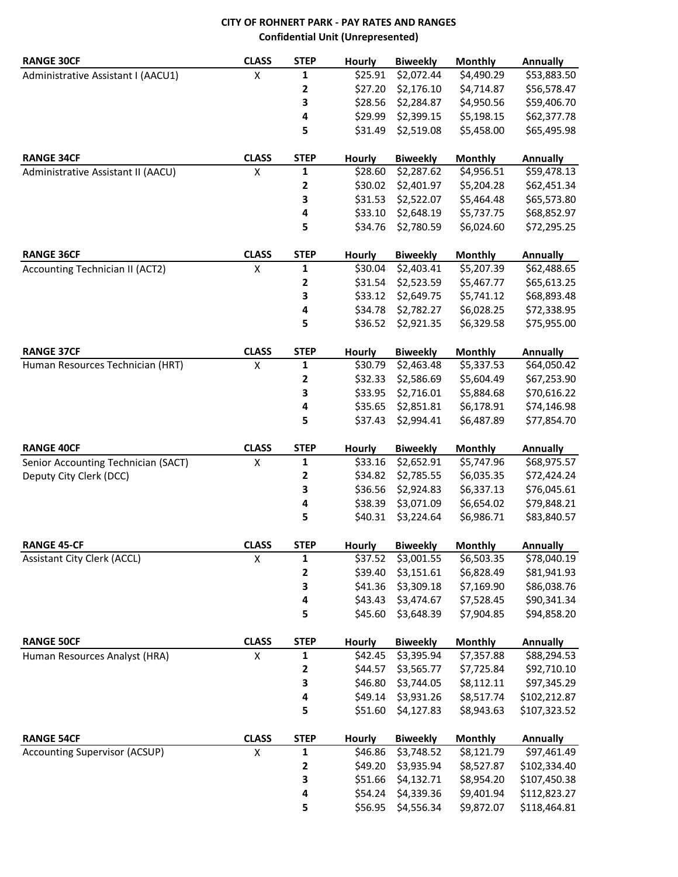# CITY OF ROHNERT PARK - PAY RATES AND RANGES

## Confidential Unit (Unrepresented)

| RANGE 30CF | CLASS | STEP | Hourly | Biweekly | Monthly | Annually |
|---|---|---|---|---|---|---|
| Administrative Assistant I (AACU1) | X | 1 | $25.91 | $2,072.44 | $4,490.29 | $53,883.50 |
| | | 2 | $27.20 | $2,176.10 | $4,714.87 | $56,578.47 |
| | | 3 | $28.56 | $2,284.87 | $4,950.56 | $59,406.70 |
| | | 4 | $29.99 | $2,399.15 | $5,198.15 | $62,377.78 |
| | | 5 | $31.49 | $2,519.08 | $5,458.00 | $65,495.98 |

| RANGE 34CF | CLASS | STEP | Hourly | Biweekly | Monthly | Annually |
|---|---|---|---|---|---|---|
| Administrative Assistant II (AACU) | X | 1 | $28.60 | $2,287.62 | $4,956.51 | $59,478.13 |
| | | 2 | $30.02 | $2,401.97 | $5,204.28 | $62,451.34 |
| | | 3 | $31.53 | $2,522.07 | $5,464.48 | $65,573.80 |
| | | 4 | $33.10 | $2,648.19 | $5,737.75 | $68,852.97 |
| | | 5 | $34.76 | $2,780.59 | $6,024.60 | $72,295.25 |

| RANGE 36CF | CLASS | STEP | Hourly | Biweekly | Monthly | Annually |
|---|---|---|---|---|---|---|
| Accounting Technician II (ACT2) | X | 1 | $30.04 | $2,403.41 | $5,207.39 | $62,488.65 |
| | | 2 | $31.54 | $2,523.59 | $5,467.77 | $65,613.25 |
| | | 3 | $33.12 | $2,649.75 | $5,741.12 | $68,893.48 |
| | | 4 | $34.78 | $2,782.27 | $6,028.25 | $72,338.95 |
| | | 5 | $36.52 | $2,921.35 | $6,329.58 | $75,955.00 |

| RANGE 37CF | CLASS | STEP | Hourly | Biweekly | Monthly | Annually |
|---|---|---|---|---|---|---|
| Human Resources Technician (HRT) | X | 1 | $30.79 | $2,463.48 | $5,337.53 | $64,050.42 |
| | | 2 | $32.33 | $2,586.69 | $5,604.49 | $67,253.90 |
| | | 3 | $33.95 | $2,716.01 | $5,884.68 | $70,616.22 |
| | | 4 | $35.65 | $2,851.81 | $6,178.91 | $74,146.98 |
| | | 5 | $37.43 | $2,994.41 | $6,487.89 | $77,854.70 |

| RANGE 40CF | CLASS | STEP | Hourly | Biweekly | Monthly | Annually |
|---|---|---|---|---|---|---|
| Senior Accounting Technician (SACT) | X | 1 | $33.16 | $2,652.91 | $5,747.96 | $68,975.57 |
| Deputy City Clerk (DCC) | | 2 | $34.82 | $2,785.55 | $6,035.35 | $72,424.24 |
| | | 3 | $36.56 | $2,924.83 | $6,337.13 | $76,045.61 |
| | | 4 | $38.39 | $3,071.09 | $6,654.02 | $79,848.21 |
| | | 5 | $40.31 | $3,224.64 | $6,986.71 | $83,840.57 |

| RANGE 45-CF | CLASS | STEP | Hourly | Biweekly | Monthly | Annually |
|---|---|---|---|---|---|---|
| Assistant City Clerk (ACCL) | X | 1 | $37.52 | $3,001.55 | $6,503.35 | $78,040.19 |
| | | 2 | $39.40 | $3,151.61 | $6,828.49 | $81,941.93 |
| | | 3 | $41.36 | $3,309.18 | $7,169.90 | $86,038.76 |
| | | 4 | $43.43 | $3,474.67 | $7,528.45 | $90,341.34 |
| | | 5 | $45.60 | $3,648.39 | $7,904.85 | $94,858.20 |

| RANGE 50CF | CLASS | STEP | Hourly | Biweekly | Monthly | Annually |
|---|---|---|---|---|---|---|
| Human Resources Analyst (HRA) | X | 1 | $42.45 | $3,395.94 | $7,357.88 | $88,294.53 |
| | | 2 | $44.57 | $3,565.77 | $7,725.84 | $92,710.10 |
| | | 3 | $46.80 | $3,744.05 | $8,112.11 | $97,345.29 |
| | | 4 | $49.14 | $3,931.26 | $8,517.74 | $102,212.87 |
| | | 5 | $51.60 | $4,127.83 | $8,943.63 | $107,323.52 |

| RANGE 54CF | CLASS | STEP | Hourly | Biweekly | Monthly | Annually |
|---|---|---|---|---|---|---|
| Accounting Supervisor (ACSUP) | X | 1 | $46.86 | $3,748.52 | $8,121.79 | $97,461.49 |
| | | 2 | $49.20 | $3,935.94 | $8,527.87 | $102,334.40 |
| | | 3 | $51.66 | $4,132.71 | $8,954.20 | $107,450.38 |
| | | 4 | $54.24 | $4,339.36 | $9,401.94 | $112,823.27 |
| | | 5 | $56.95 | $4,556.34 | $9,872.07 | $118,464.81 |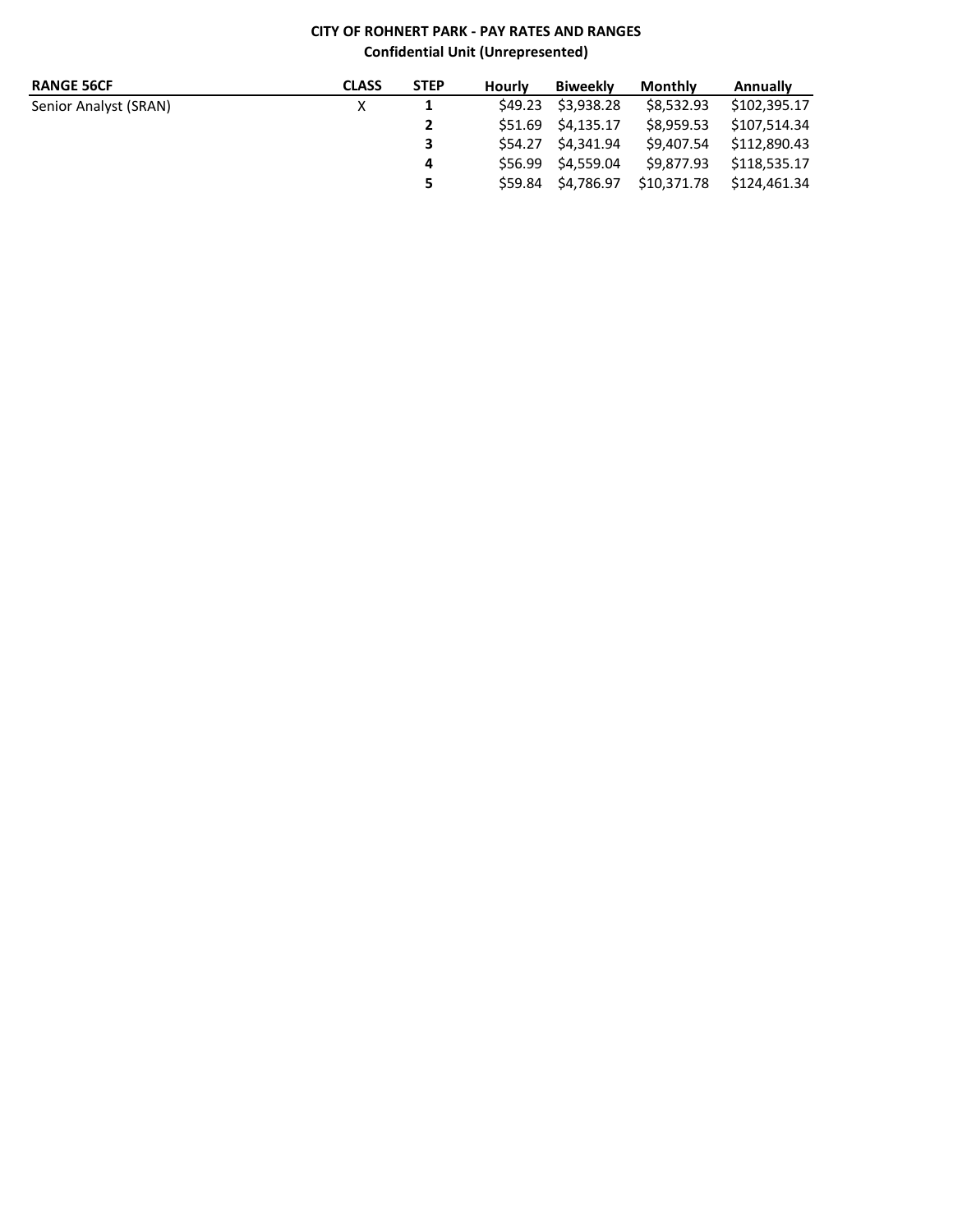**CITY OF ROHNERT PARK - PAY RATES AND RANGES**
**Confidential Unit (Unrepresented)**

| RANGE 56CF | CLASS | STEP | Hourly | Biweekly | Monthly | Annually |
|---|---|---|---|---|---|---|
| Senior Analyst (SRAN) | X | 1 | $49.23 | $3,938.28 | $8,532.93 | $102,395.17 |
| | | 2 | $51.69 | $4,135.17 | $8,959.53 | $107,514.34 |
| | | 3 | $54.27 | $4,341.94 | $9,407.54 | $112,890.43 |
| | | 4 | $56.99 | $4,559.04 | $9,877.93 | $118,535.17 |
| | | 5 | $59.84 | $4,786.97 | $10,371.78 | $124,461.34 |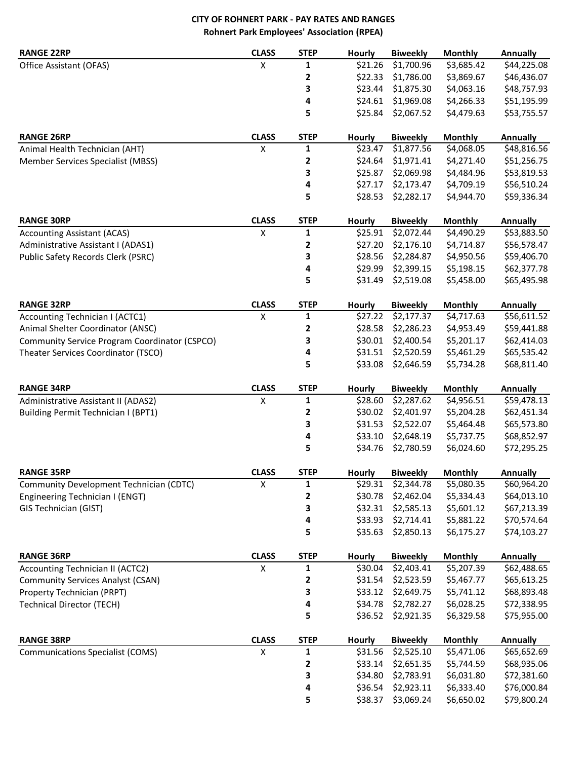**CITY OF ROHNERT PARK - PAY RATES AND RANGES**
**Rohnert Park Employees' Association (RPEA)**

| RANGE 22RP | CLASS | STEP | Hourly | Biweekly | Monthly | Annually |
|---|---|---|---|---|---|---|
| Office Assistant (OFAS) | X | 1 | $21.26 | $1,700.96 | $3,685.42 | $44,225.08 |
| | | 2 | $22.33 | $1,786.00 | $3,869.67 | $46,436.07 |
| | | 3 | $23.44 | $1,875.30 | $4,063.16 | $48,757.93 |
| | | 4 | $24.61 | $1,969.08 | $4,266.33 | $51,195.99 |
| | | 5 | $25.84 | $2,067.52 | $4,479.63 | $53,755.57 |

| RANGE 26RP | CLASS | STEP | Hourly | Biweekly | Monthly | Annually |
|---|---|---|---|---|---|---|
| Animal Health Technician (AHT) | X | 1 | $23.47 | $1,877.56 | $4,068.05 | $48,816.56 |
| Member Services Specialist (MBSS) | | 2 | $24.64 | $1,971.41 | $4,271.40 | $51,256.75 |
| | | 3 | $25.87 | $2,069.98 | $4,484.96 | $53,819.53 |
| | | 4 | $27.17 | $2,173.47 | $4,709.19 | $56,510.24 |
| | | 5 | $28.53 | $2,282.17 | $4,944.70 | $59,336.34 |

| RANGE 30RP | CLASS | STEP | Hourly | Biweekly | Monthly | Annually |
|---|---|---|---|---|---|---|
| Accounting Assistant (ACAS) | X | 1 | $25.91 | $2,072.44 | $4,490.29 | $53,883.50 |
| Administrative Assistant I (ADAS1) | | 2 | $27.20 | $2,176.10 | $4,714.87 | $56,578.47 |
| Public Safety Records Clerk (PSRC) | | 3 | $28.56 | $2,284.87 | $4,950.56 | $59,406.70 |
| | | 4 | $29.99 | $2,399.15 | $5,198.15 | $62,377.78 |
| | | 5 | $31.49 | $2,519.08 | $5,458.00 | $65,495.98 |

| RANGE 32RP | CLASS | STEP | Hourly | Biweekly | Monthly | Annually |
|---|---|---|---|---|---|---|
| Accounting Technician I (ACTC1) | X | 1 | $27.22 | $2,177.37 | $4,717.63 | $56,611.52 |
| Animal Shelter Coordinator (ANSC) | | 2 | $28.58 | $2,286.23 | $4,953.49 | $59,441.88 |
| Community Service Program Coordinator (CSPCO) | | 3 | $30.01 | $2,400.54 | $5,201.17 | $62,414.03 |
| Theater Services Coordinator (TSCO) | | 4 | $31.51 | $2,520.59 | $5,461.29 | $65,535.42 |
| | | 5 | $33.08 | $2,646.59 | $5,734.28 | $68,811.40 |

| RANGE 34RP | CLASS | STEP | Hourly | Biweekly | Monthly | Annually |
|---|---|---|---|---|---|---|
| Administrative Assistant II (ADAS2) | X | 1 | $28.60 | $2,287.62 | $4,956.51 | $59,478.13 |
| Building Permit Technician I (BPT1) | | 2 | $30.02 | $2,401.97 | $5,204.28 | $62,451.34 |
| | | 3 | $31.53 | $2,522.07 | $5,464.48 | $65,573.80 |
| | | 4 | $33.10 | $2,648.19 | $5,737.75 | $68,852.97 |
| | | 5 | $34.76 | $2,780.59 | $6,024.60 | $72,295.25 |

| RANGE 35RP | CLASS | STEP | Hourly | Biweekly | Monthly | Annually |
|---|---|---|---|---|---|---|
| Community Development Technician (CDTC) | X | 1 | $29.31 | $2,344.78 | $5,080.35 | $60,964.20 |
| Engineering Technician I (ENGT) | | 2 | $30.78 | $2,462.04 | $5,334.43 | $64,013.10 |
| GIS Technician (GIST) | | 3 | $32.31 | $2,585.13 | $5,601.12 | $67,213.39 |
| | | 4 | $33.93 | $2,714.41 | $5,881.22 | $70,574.64 |
| | | 5 | $35.63 | $2,850.13 | $6,175.27 | $74,103.27 |

| RANGE 36RP | CLASS | STEP | Hourly | Biweekly | Monthly | Annually |
|---|---|---|---|---|---|---|
| Accounting Technician II (ACTC2) | X | 1 | $30.04 | $2,403.41 | $5,207.39 | $62,488.65 |
| Community Services Analyst (CSAN) | | 2 | $31.54 | $2,523.59 | $5,467.77 | $65,613.25 |
| Property Technician (PRPT) | | 3 | $33.12 | $2,649.75 | $5,741.12 | $68,893.48 |
| Technical Director (TECH) | | 4 | $34.78 | $2,782.27 | $6,028.25 | $72,338.95 |
| | | 5 | $36.52 | $2,921.35 | $6,329.58 | $75,955.00 |

| RANGE 38RP | CLASS | STEP | Hourly | Biweekly | Monthly | Annually |
|---|---|---|---|---|---|---|
| Communications Specialist (COMS) | X | 1 | $31.56 | $2,525.10 | $5,471.06 | $65,652.69 |
| | | 2 | $33.14 | $2,651.35 | $5,744.59 | $68,935.06 |
| | | 3 | $34.80 | $2,783.91 | $6,031.80 | $72,381.60 |
| | | 4 | $36.54 | $2,923.11 | $6,333.40 | $76,000.84 |
| | | 5 | $38.37 | $3,069.24 | $6,650.02 | $79,800.24 |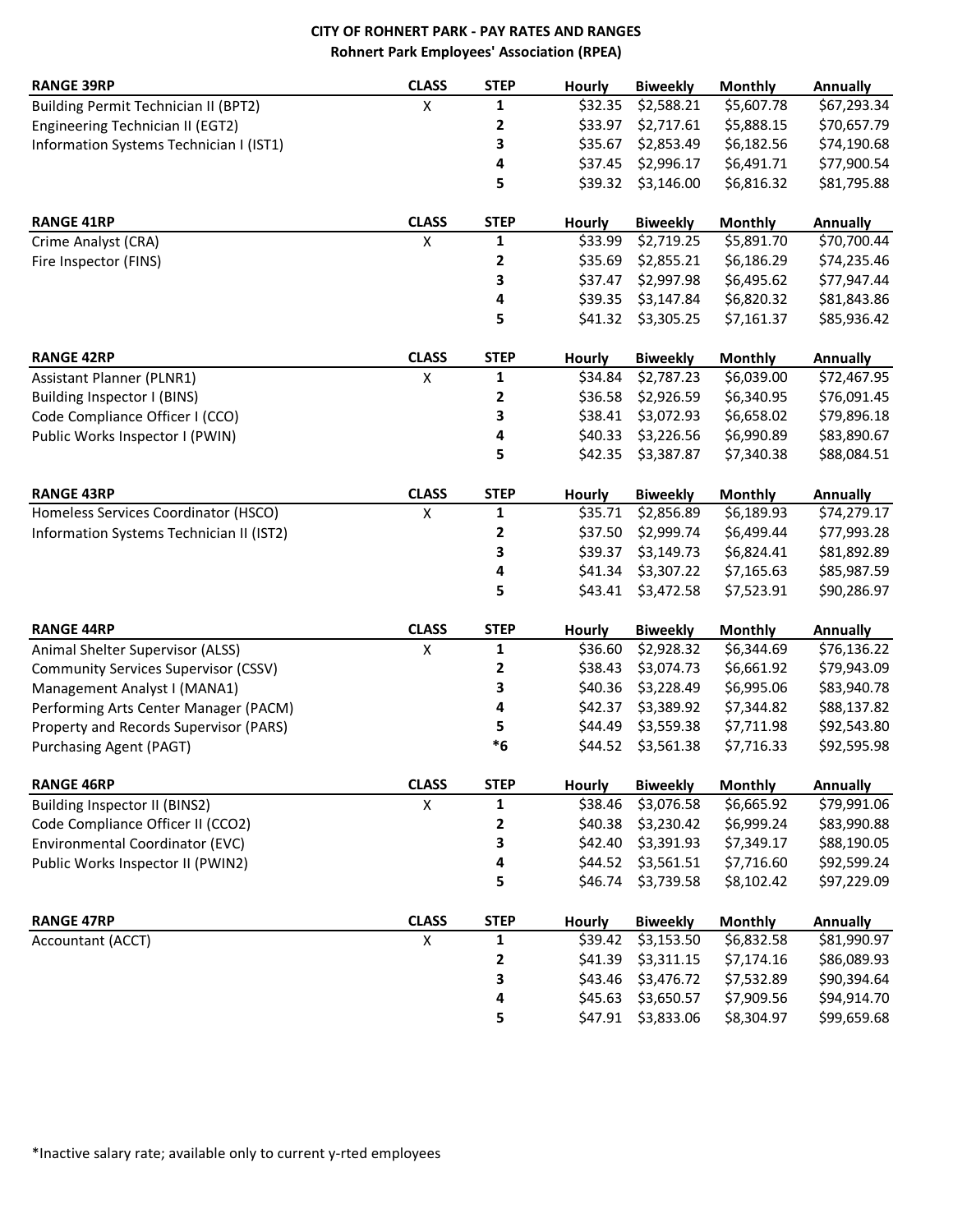# CITY OF ROHNERT PARK - PAY RATES AND RANGES

## Rohnert Park Employees' Association (RPEA)

| RANGE 39RP | CLASS | STEP | Hourly | Biweekly | Monthly | Annually |
|---|---|---|---|---|---|---|
| Building Permit Technician II (BPT2) | X | 1 | $32.35 | $2,588.21 | $5,607.78 | $67,293.34 |
| Engineering Technician II (EGT2) | | 2 | $33.97 | $2,717.61 | $5,888.15 | $70,657.79 |
| Information Systems Technician I (IST1) | | 3 | $35.67 | $2,853.49 | $6,182.56 | $74,190.68 |
| | | 4 | $37.45 | $2,996.17 | $6,491.71 | $77,900.54 |
| | | 5 | $39.32 | $3,146.00 | $6,816.32 | $81,795.88 |

| RANGE 41RP | CLASS | STEP | Hourly | Biweekly | Monthly | Annually |
|---|---|---|---|---|---|---|
| Crime Analyst (CRA) | X | 1 | $33.99 | $2,719.25 | $5,891.70 | $70,700.44 |
| Fire Inspector (FINS) | | 2 | $35.69 | $2,855.21 | $6,186.29 | $74,235.46 |
| | | 3 | $37.47 | $2,997.98 | $6,495.62 | $77,947.44 |
| | | 4 | $39.35 | $3,147.84 | $6,820.32 | $81,843.86 |
| | | 5 | $41.32 | $3,305.25 | $7,161.37 | $85,936.42 |

| RANGE 42RP | CLASS | STEP | Hourly | Biweekly | Monthly | Annually |
|---|---|---|---|---|---|---|
| Assistant Planner (PLNR1) | X | 1 | $34.84 | $2,787.23 | $6,039.00 | $72,467.95 |
| Building Inspector I (BINS) | | 2 | $36.58 | $2,926.59 | $6,340.95 | $76,091.45 |
| Code Compliance Officer I (CCO) | | 3 | $38.41 | $3,072.93 | $6,658.02 | $79,896.18 |
| Public Works Inspector I (PWIN) | | 4 | $40.33 | $3,226.56 | $6,990.89 | $83,890.67 |
| | | 5 | $42.35 | $3,387.87 | $7,340.38 | $88,084.51 |

| RANGE 43RP | CLASS | STEP | Hourly | Biweekly | Monthly | Annually |
|---|---|---|---|---|---|---|
| Homeless Services Coordinator (HSCO) | X | 1 | $35.71 | $2,856.89 | $6,189.93 | $74,279.17 |
| Information Systems Technician II (IST2) | | 2 | $37.50 | $2,999.74 | $6,499.44 | $77,993.28 |
| | | 3 | $39.37 | $3,149.73 | $6,824.41 | $81,892.89 |
| | | 4 | $41.34 | $3,307.22 | $7,165.63 | $85,987.59 |
| | | 5 | $43.41 | $3,472.58 | $7,523.91 | $90,286.97 |

| RANGE 44RP | CLASS | STEP | Hourly | Biweekly | Monthly | Annually |
|---|---|---|---|---|---|---|
| Animal Shelter Supervisor (ALSS) | X | 1 | $36.60 | $2,928.32 | $6,344.69 | $76,136.22 |
| Community Services Supervisor (CSSV) | | 2 | $38.43 | $3,074.73 | $6,661.92 | $79,943.09 |
| Management Analyst I (MANA1) | | 3 | $40.36 | $3,228.49 | $6,995.06 | $83,940.78 |
| Performing Arts Center Manager (PACM) | | 4 | $42.37 | $3,389.92 | $7,344.82 | $88,137.82 |
| Property and Records Supervisor (PARS) | | 5 | $44.49 | $3,559.38 | $7,711.98 | $92,543.80 |
| Purchasing Agent (PAGT) | | *6 | $44.52 | $3,561.38 | $7,716.33 | $92,595.98 |

| RANGE 46RP | CLASS | STEP | Hourly | Biweekly | Monthly | Annually |
|---|---|---|---|---|---|---|
| Building Inspector II (BINS2) | X | 1 | $38.46 | $3,076.58 | $6,665.92 | $79,991.06 |
| Code Compliance Officer II (CCO2) | | 2 | $40.38 | $3,230.42 | $6,999.24 | $83,990.88 |
| Environmental Coordinator (EVC) | | 3 | $42.40 | $3,391.93 | $7,349.17 | $88,190.05 |
| Public Works Inspector II (PWIN2) | | 4 | $44.52 | $3,561.51 | $7,716.60 | $92,599.24 |
| | | 5 | $46.74 | $3,739.58 | $8,102.42 | $97,229.09 |

| RANGE 47RP | CLASS | STEP | Hourly | Biweekly | Monthly | Annually |
|---|---|---|---|---|---|---|
| Accountant (ACCT) | X | 1 | $39.42 | $3,153.50 | $6,832.58 | $81,990.97 |
| | | 2 | $41.39 | $3,311.15 | $7,174.16 | $86,089.93 |
| | | 3 | $43.46 | $3,476.72 | $7,532.89 | $90,394.64 |
| | | 4 | $45.63 | $3,650.57 | $7,909.56 | $94,914.70 |
| | | 5 | $47.91 | $3,833.06 | $8,304.97 | $99,659.68 |

*Inactive salary rate; available only to current y-rted employees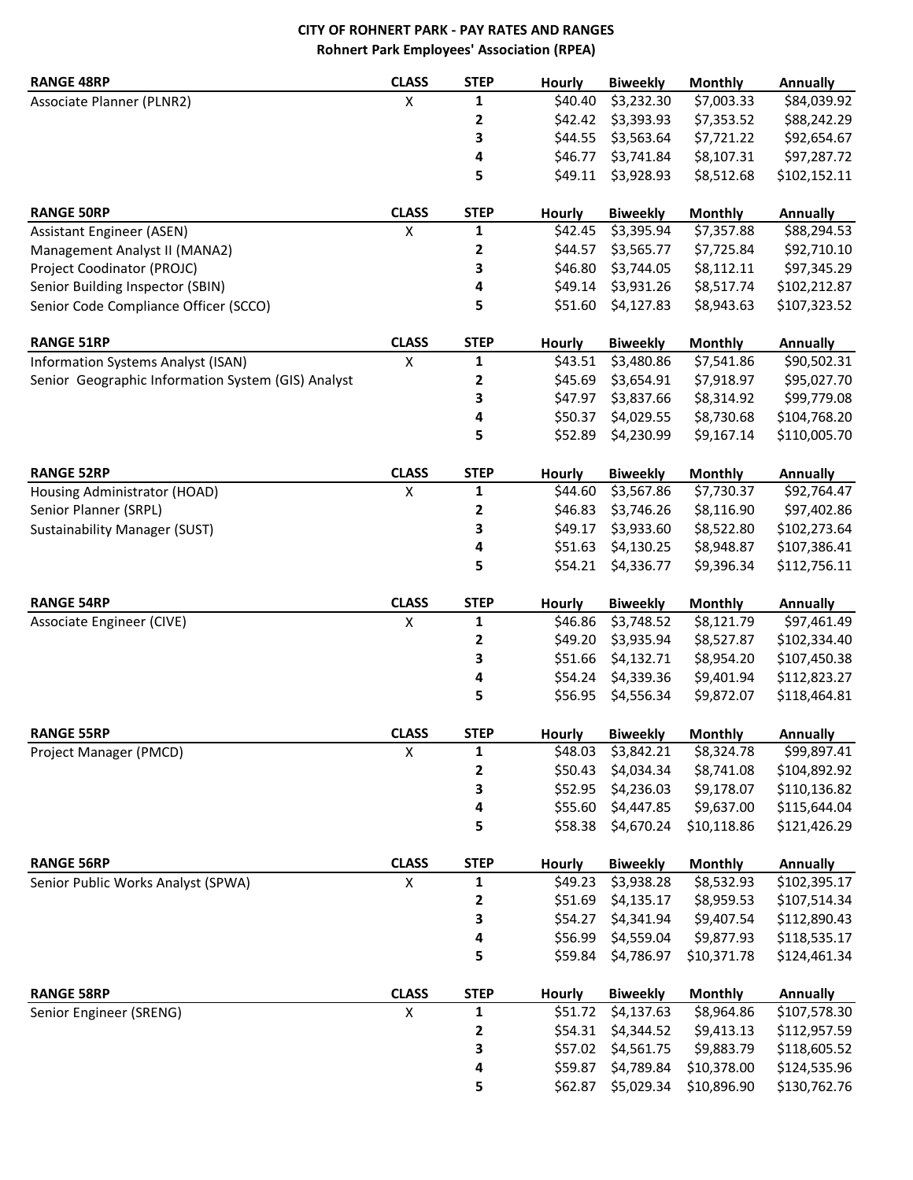**CITY OF ROHNERT PARK - PAY RATES AND RANGES**
**Rohnert Park Employees' Association (RPEA)**

| RANGE 48RP | CLASS | STEP | Hourly | Biweekly | Monthly | Annually |
|---|---|---|---|---|---|---|
| Associate Planner (PLNR2) | X | 1 | $40.40 | $3,232.30 | $7,003.33 | $84,039.92 |
| | | 2 | $42.42 | $3,393.93 | $7,353.52 | $88,242.29 |
| | | 3 | $44.55 | $3,563.64 | $7,721.22 | $92,654.67 |
| | | 4 | $46.77 | $3,741.84 | $8,107.31 | $97,287.72 |
| | | 5 | $49.11 | $3,928.93 | $8,512.68 | $102,152.11 |

| RANGE 50RP | CLASS | STEP | Hourly | Biweekly | Monthly | Annually |
|---|---|---|---|---|---|---|
| Assistant Engineer (ASEN) | X | 1 | $42.45 | $3,395.94 | $7,357.88 | $88,294.53 |
| Management Analyst II (MANA2) | | 2 | $44.57 | $3,565.77 | $7,725.84 | $92,710.10 |
| Project Coodinator (PROJC) | | 3 | $46.80 | $3,744.05 | $8,112.11 | $97,345.29 |
| Senior Building Inspector (SBIN) | | 4 | $49.14 | $3,931.26 | $8,517.74 | $102,212.87 |
| Senior Code Compliance Officer (SCCO) | | 5 | $51.60 | $4,127.83 | $8,943.63 | $107,323.52 |

| RANGE 51RP | CLASS | STEP | Hourly | Biweekly | Monthly | Annually |
|---|---|---|---|---|---|---|
| Information Systems Analyst (ISAN) | X | 1 | $43.51 | $3,480.86 | $7,541.86 | $90,502.31 |
| Senior Geographic Information System (GIS) Analyst | | 2 | $45.69 | $3,654.91 | $7,918.97 | $95,027.70 |
| | | 3 | $47.97 | $3,837.66 | $8,314.92 | $99,779.08 |
| | | 4 | $50.37 | $4,029.55 | $8,730.68 | $104,768.20 |
| | | 5 | $52.89 | $4,230.99 | $9,167.14 | $110,005.70 |

| RANGE 52RP | CLASS | STEP | Hourly | Biweekly | Monthly | Annually |
|---|---|---|---|---|---|---|
| Housing Administrator (HOAD) | X | 1 | $44.60 | $3,567.86 | $7,730.37 | $92,764.47 |
| Senior Planner (SRPL) | | 2 | $46.83 | $3,746.26 | $8,116.90 | $97,402.86 |
| Sustainability Manager (SUST) | | 3 | $49.17 | $3,933.60 | $8,522.80 | $102,273.64 |
| | | 4 | $51.63 | $4,130.25 | $8,948.87 | $107,386.41 |
| | | 5 | $54.21 | $4,336.77 | $9,396.34 | $112,756.11 |

| RANGE 54RP | CLASS | STEP | Hourly | Biweekly | Monthly | Annually |
|---|---|---|---|---|---|---|
| Associate Engineer (CIVE) | X | 1 | $46.86 | $3,748.52 | $8,121.79 | $97,461.49 |
| | | 2 | $49.20 | $3,935.94 | $8,527.87 | $102,334.40 |
| | | 3 | $51.66 | $4,132.71 | $8,954.20 | $107,450.38 |
| | | 4 | $54.24 | $4,339.36 | $9,401.94 | $112,823.27 |
| | | 5 | $56.95 | $4,556.34 | $9,872.07 | $118,464.81 |

| RANGE 55RP | CLASS | STEP | Hourly | Biweekly | Monthly | Annually |
|---|---|---|---|---|---|---|
| Project Manager (PMCD) | X | 1 | $48.03 | $3,842.21 | $8,324.78 | $99,897.41 |
| | | 2 | $50.43 | $4,034.34 | $8,741.08 | $104,892.92 |
| | | 3 | $52.95 | $4,236.03 | $9,178.07 | $110,136.82 |
| | | 4 | $55.60 | $4,447.85 | $9,637.00 | $115,644.04 |
| | | 5 | $58.38 | $4,670.24 | $10,118.86 | $121,426.29 |

| RANGE 56RP | CLASS | STEP | Hourly | Biweekly | Monthly | Annually |
|---|---|---|---|---|---|---|
| Senior Public Works Analyst (SPWA) | X | 1 | $49.23 | $3,938.28 | $8,532.93 | $102,395.17 |
| | | 2 | $51.69 | $4,135.17 | $8,959.53 | $107,514.34 |
| | | 3 | $54.27 | $4,341.94 | $9,407.54 | $112,890.43 |
| | | 4 | $56.99 | $4,559.04 | $9,877.93 | $118,535.17 |
| | | 5 | $59.84 | $4,786.97 | $10,371.78 | $124,461.34 |

| RANGE 58RP | CLASS | STEP | Hourly | Biweekly | Monthly | Annually |
|---|---|---|---|---|---|---|
| Senior Engineer (SRENG) | X | 1 | $51.72 | $4,137.63 | $8,964.86 | $107,578.30 |
| | | 2 | $54.31 | $4,344.52 | $9,413.13 | $112,957.59 |
| | | 3 | $57.02 | $4,561.75 | $9,883.79 | $118,605.52 |
| | | 4 | $59.87 | $4,789.84 | $10,378.00 | $124,535.96 |
| | | 5 | $62.87 | $5,029.34 | $10,896.90 | $130,762.76 |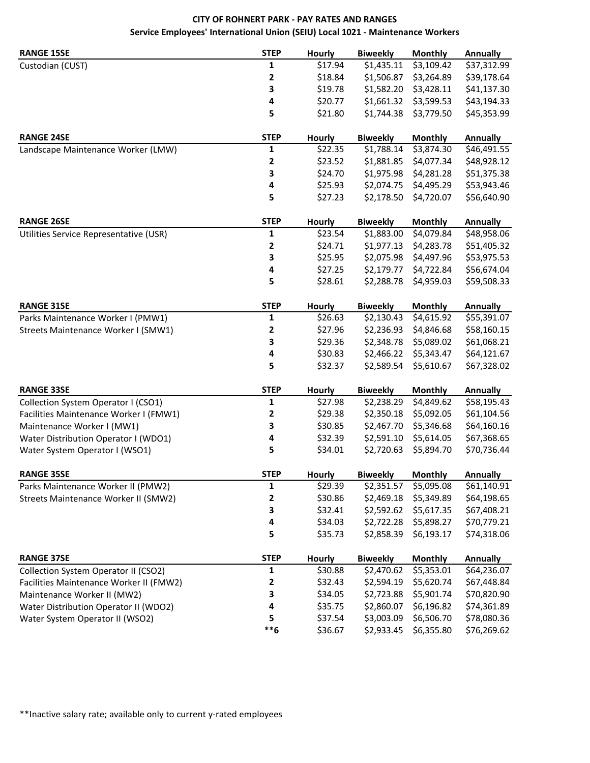# CITY OF ROHNERT PARK - PAY RATES AND RANGES

## Service Employees' International Union (SEIU) Local 1021 - Maintenance Workers

| RANGE 15SE | STEP | Hourly | Biweekly | Monthly | Annually |
|---|---|---|---|---|---|
| Custodian (CUST) | 1 | $17.94 | $1,435.11 | $3,109.42 | $37,312.99 |
| | 2 | $18.84 | $1,506.87 | $3,264.89 | $39,178.64 |
| | 3 | $19.78 | $1,582.20 | $3,428.11 | $41,137.30 |
| | 4 | $20.77 | $1,661.32 | $3,599.53 | $43,194.33 |
| | 5 | $21.80 | $1,744.38 | $3,779.50 | $45,353.99 |

| RANGE 24SE | STEP | Hourly | Biweekly | Monthly | Annually |
|---|---|---|---|---|---|
| Landscape Maintenance Worker (LMW) | 1 | $22.35 | $1,788.14 | $3,874.30 | $46,491.55 |
| | 2 | $23.52 | $1,881.85 | $4,077.34 | $48,928.12 |
| | 3 | $24.70 | $1,975.98 | $4,281.28 | $51,375.38 |
| | 4 | $25.93 | $2,074.75 | $4,495.29 | $53,943.46 |
| | 5 | $27.23 | $2,178.50 | $4,720.07 | $56,640.90 |

| RANGE 26SE | STEP | Hourly | Biweekly | Monthly | Annually |
|---|---|---|---|---|---|
| Utilities Service Representative (USR) | 1 | $23.54 | $1,883.00 | $4,079.84 | $48,958.06 |
| | 2 | $24.71 | $1,977.13 | $4,283.78 | $51,405.32 |
| | 3 | $25.95 | $2,075.98 | $4,497.96 | $53,975.53 |
| | 4 | $27.25 | $2,179.77 | $4,722.84 | $56,674.04 |
| | 5 | $28.61 | $2,288.78 | $4,959.03 | $59,508.33 |

| RANGE 31SE | STEP | Hourly | Biweekly | Monthly | Annually |
|---|---|---|---|---|---|
| Parks Maintenance Worker I (PMW1) | 1 | $26.63 | $2,130.43 | $4,615.92 | $55,391.07 |
| Streets Maintenance Worker I (SMW1) | 2 | $27.96 | $2,236.93 | $4,846.68 | $58,160.15 |
| | 3 | $29.36 | $2,348.78 | $5,089.02 | $61,068.21 |
| | 4 | $30.83 | $2,466.22 | $5,343.47 | $64,121.67 |
| | 5 | $32.37 | $2,589.54 | $5,610.67 | $67,328.02 |

| RANGE 33SE | STEP | Hourly | Biweekly | Monthly | Annually |
|---|---|---|---|---|---|
| Collection System Operator I (CSO1) | 1 | $27.98 | $2,238.29 | $4,849.62 | $58,195.43 |
| Facilities Maintenance Worker I (FMW1) | 2 | $29.38 | $2,350.18 | $5,092.05 | $61,104.56 |
| Maintenance Worker I (MW1) | 3 | $30.85 | $2,467.70 | $5,346.68 | $64,160.16 |
| Water Distribution Operator I (WDO1) | 4 | $32.39 | $2,591.10 | $5,614.05 | $67,368.65 |
| Water System Operator I (WSO1) | 5 | $34.01 | $2,720.63 | $5,894.70 | $70,736.44 |

| RANGE 35SE | STEP | Hourly | Biweekly | Monthly | Annually |
|---|---|---|---|---|---|
| Parks Maintenance Worker II (PMW2) | 1 | $29.39 | $2,351.57 | $5,095.08 | $61,140.91 |
| Streets Maintenance Worker II (SMW2) | 2 | $30.86 | $2,469.18 | $5,349.89 | $64,198.65 |
| | 3 | $32.41 | $2,592.62 | $5,617.35 | $67,408.21 |
| | 4 | $34.03 | $2,722.28 | $5,898.27 | $70,779.21 |
| | 5 | $35.73 | $2,858.39 | $6,193.17 | $74,318.06 |

| RANGE 37SE | STEP | Hourly | Biweekly | Monthly | Annually |
|---|---|---|---|---|---|
| Collection System Operator II (CSO2) | 1 | $30.88 | $2,470.62 | $5,353.01 | $64,236.07 |
| Facilities Maintenance Worker II (FMW2) | 2 | $32.43 | $2,594.19 | $5,620.74 | $67,448.84 |
| Maintenance Worker II (MW2) | 3 | $34.05 | $2,723.88 | $5,901.74 | $70,820.90 |
| Water Distribution Operator II (WDO2) | 4 | $35.75 | $2,860.07 | $6,196.82 | $74,361.89 |
| Water System Operator II (WSO2) | 5 | $37.54 | $3,003.09 | $6,506.70 | $78,080.36 |
| | **6 | $36.67 | $2,933.45 | $6,355.80 | $76,269.62 |

**Inactive salary rate; available only to current y-rated employees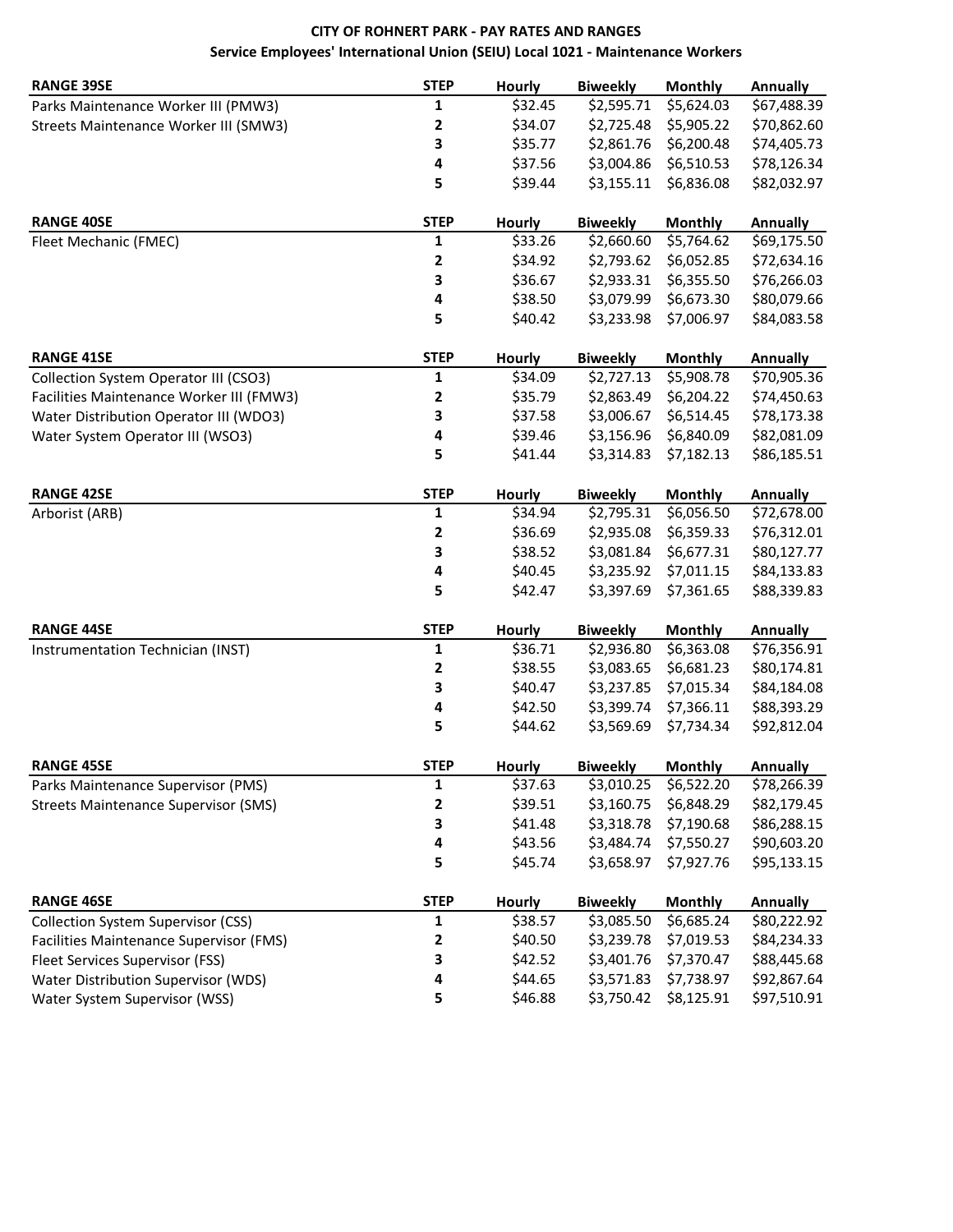# CITY OF ROHNERT PARK - PAY RATES AND RANGES

## Service Employees' International Union (SEIU) Local 1021 - Maintenance Workers

| RANGE 39SE | STEP | Hourly | Biweekly | Monthly | Annually |
|---|---|---|---|---|---|
| Parks Maintenance Worker III (PMW3) | 1 | $32.45 | $2,595.71 | $5,624.03 | $67,488.39 |
| Streets Maintenance Worker III (SMW3) | 2 | $34.07 | $2,725.48 | $5,905.22 | $70,862.60 |
| | 3 | $35.77 | $2,861.76 | $6,200.48 | $74,405.73 |
| | 4 | $37.56 | $3,004.86 | $6,510.53 | $78,126.34 |
| | 5 | $39.44 | $3,155.11 | $6,836.08 | $82,032.97 |

| RANGE 40SE | STEP | Hourly | Biweekly | Monthly | Annually |
|---|---|---|---|---|---|
| Fleet Mechanic (FMEC) | 1 | $33.26 | $2,660.60 | $5,764.62 | $69,175.50 |
| | 2 | $34.92 | $2,793.62 | $6,052.85 | $72,634.16 |
| | 3 | $36.67 | $2,933.31 | $6,355.50 | $76,266.03 |
| | 4 | $38.50 | $3,079.99 | $6,673.30 | $80,079.66 |
| | 5 | $40.42 | $3,233.98 | $7,006.97 | $84,083.58 |

| RANGE 41SE | STEP | Hourly | Biweekly | Monthly | Annually |
|---|---|---|---|---|---|
| Collection System Operator III (CSO3) | 1 | $34.09 | $2,727.13 | $5,908.78 | $70,905.36 |
| Facilities Maintenance Worker III (FMW3) | 2 | $35.79 | $2,863.49 | $6,204.22 | $74,450.63 |
| Water Distribution Operator III (WDO3) | 3 | $37.58 | $3,006.67 | $6,514.45 | $78,173.38 |
| Water System Operator III (WSO3) | 4 | $39.46 | $3,156.96 | $6,840.09 | $82,081.09 |
| | 5 | $41.44 | $3,314.83 | $7,182.13 | $86,185.51 |

| RANGE 42SE | STEP | Hourly | Biweekly | Monthly | Annually |
|---|---|---|---|---|---|
| Arborist (ARB) | 1 | $34.94 | $2,795.31 | $6,056.50 | $72,678.00 |
| | 2 | $36.69 | $2,935.08 | $6,359.33 | $76,312.01 |
| | 3 | $38.52 | $3,081.84 | $6,677.31 | $80,127.77 |
| | 4 | $40.45 | $3,235.92 | $7,011.15 | $84,133.83 |
| | 5 | $42.47 | $3,397.69 | $7,361.65 | $88,339.83 |

| RANGE 44SE | STEP | Hourly | Biweekly | Monthly | Annually |
|---|---|---|---|---|---|
| Instrumentation Technician (INST) | 1 | $36.71 | $2,936.80 | $6,363.08 | $76,356.91 |
| | 2 | $38.55 | $3,083.65 | $6,681.23 | $80,174.81 |
| | 3 | $40.47 | $3,237.85 | $7,015.34 | $84,184.08 |
| | 4 | $42.50 | $3,399.74 | $7,366.11 | $88,393.29 |
| | 5 | $44.62 | $3,569.69 | $7,734.34 | $92,812.04 |

| RANGE 45SE | STEP | Hourly | Biweekly | Monthly | Annually |
|---|---|---|---|---|---|
| Parks Maintenance Supervisor (PMS) | 1 | $37.63 | $3,010.25 | $6,522.20 | $78,266.39 |
| Streets Maintenance Supervisor (SMS) | 2 | $39.51 | $3,160.75 | $6,848.29 | $82,179.45 |
| | 3 | $41.48 | $3,318.78 | $7,190.68 | $86,288.15 |
| | 4 | $43.56 | $3,484.74 | $7,550.27 | $90,603.20 |
| | 5 | $45.74 | $3,658.97 | $7,927.76 | $95,133.15 |

| RANGE 46SE | STEP | Hourly | Biweekly | Monthly | Annually |
|---|---|---|---|---|---|
| Collection System Supervisor (CSS) | 1 | $38.57 | $3,085.50 | $6,685.24 | $80,222.92 |
| Facilities Maintenance Supervisor (FMS) | 2 | $40.50 | $3,239.78 | $7,019.53 | $84,234.33 |
| Fleet Services Supervisor (FSS) | 3 | $42.52 | $3,401.76 | $7,370.47 | $88,445.68 |
| Water Distribution Supervisor (WDS) | 4 | $44.65 | $3,571.83 | $7,738.97 | $92,867.64 |
| Water System Supervisor (WSS) | 5 | $46.88 | $3,750.42 | $8,125.91 | $97,510.91 |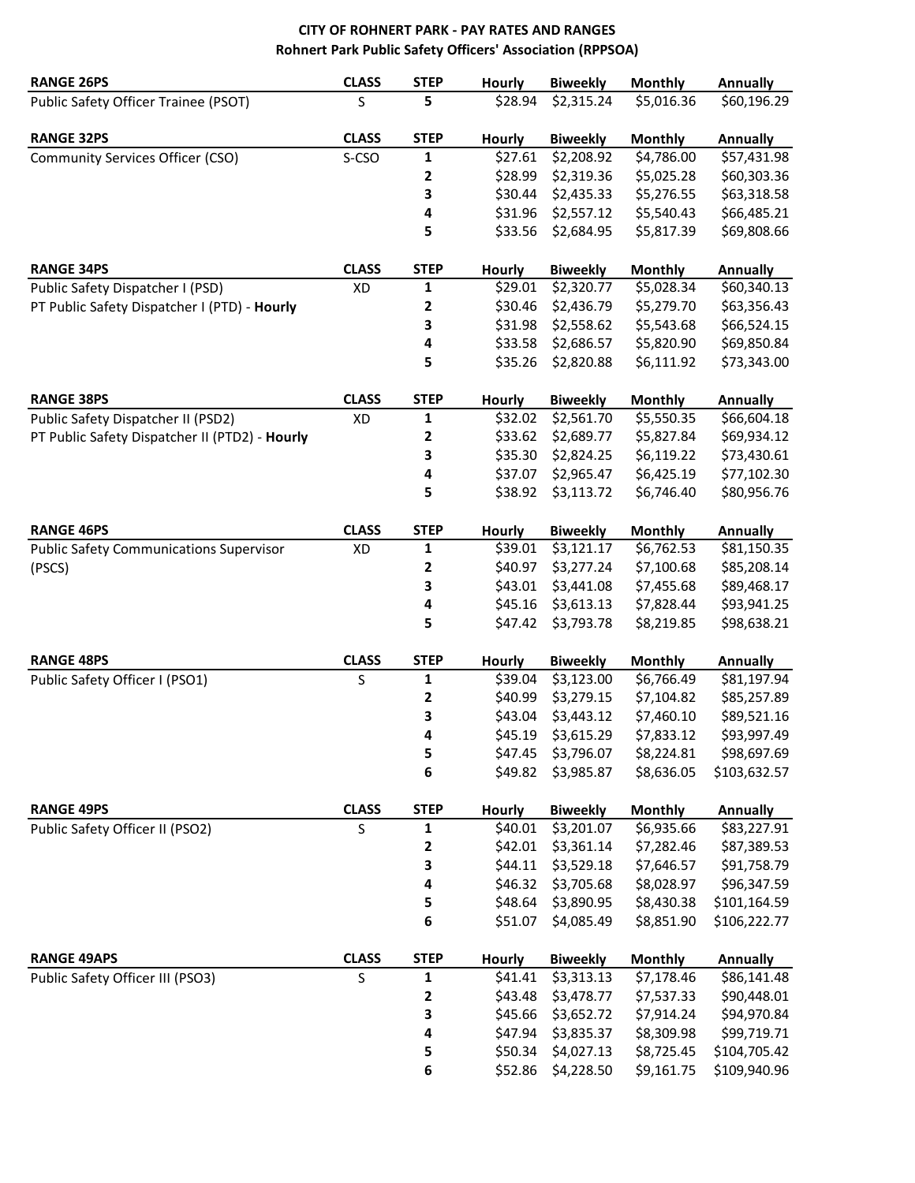# CITY OF ROHNERT PARK - PAY RATES AND RANGES

## Rohnert Park Public Safety Officers' Association (RPPSOA)

| RANGE 26PS | CLASS | STEP | Hourly | Biweekly | Monthly | Annually |
|---|---|---|---|---|---|---|
| Public Safety Officer Trainee (PSOT) | S | 5 | $28.94 | $2,315.24 | $5,016.36 | $60,196.29 |

| RANGE 32PS | CLASS | STEP | Hourly | Biweekly | Monthly | Annually |
|---|---|---|---|---|---|---|
| Community Services Officer (CSO) | S-CSO | 1 | $27.61 | $2,208.92 | $4,786.00 | $57,431.98 |
| | | 2 | $28.99 | $2,319.36 | $5,025.28 | $60,303.36 |
| | | 3 | $30.44 | $2,435.33 | $5,276.55 | $63,318.58 |
| | | 4 | $31.96 | $2,557.12 | $5,540.43 | $66,485.21 |
| | | 5 | $33.56 | $2,684.95 | $5,817.39 | $69,808.66 |

| RANGE 34PS | CLASS | STEP | Hourly | Biweekly | Monthly | Annually |
|---|---|---|---|---|---|---|
| Public Safety Dispatcher I (PSD) | XD | 1 | $29.01 | $2,320.77 | $5,028.34 | $60,340.13 |
| PT Public Safety Dispatcher I (PTD) - **Hourly** | | 2 | $30.46 | $2,436.79 | $5,279.70 | $63,356.43 |
| | | 3 | $31.98 | $2,558.62 | $5,543.68 | $66,524.15 |
| | | 4 | $33.58 | $2,686.57 | $5,820.90 | $69,850.84 |
| | | 5 | $35.26 | $2,820.88 | $6,111.92 | $73,343.00 |

| RANGE 38PS | CLASS | STEP | Hourly | Biweekly | Monthly | Annually |
|---|---|---|---|---|---|---|
| Public Safety Dispatcher II (PSD2) | XD | 1 | $32.02 | $2,561.70 | $5,550.35 | $66,604.18 |
| PT Public Safety Dispatcher II (PTD2) - **Hourly** | | 2 | $33.62 | $2,689.77 | $5,827.84 | $69,934.12 |
| | | 3 | $35.30 | $2,824.25 | $6,119.22 | $73,430.61 |
| | | 4 | $37.07 | $2,965.47 | $6,425.19 | $77,102.30 |
| | | 5 | $38.92 | $3,113.72 | $6,746.40 | $80,956.76 |

| RANGE 46PS | CLASS | STEP | Hourly | Biweekly | Monthly | Annually |
|---|---|---|---|---|---|---|
| Public Safety Communications Supervisor (PSCS) | XD | 1 | $39.01 | $3,121.17 | $6,762.53 | $81,150.35 |
| | | 2 | $40.97 | $3,277.24 | $7,100.68 | $85,208.14 |
| | | 3 | $43.01 | $3,441.08 | $7,455.68 | $89,468.17 |
| | | 4 | $45.16 | $3,613.13 | $7,828.44 | $93,941.25 |
| | | 5 | $47.42 | $3,793.78 | $8,219.85 | $98,638.21 |

| RANGE 48PS | CLASS | STEP | Hourly | Biweekly | Monthly | Annually |
|---|---|---|---|---|---|---|
| Public Safety Officer I (PSO1) | S | 1 | $39.04 | $3,123.00 | $6,766.49 | $81,197.94 |
| | | 2 | $40.99 | $3,279.15 | $7,104.82 | $85,257.89 |
| | | 3 | $43.04 | $3,443.12 | $7,460.10 | $89,521.16 |
| | | 4 | $45.19 | $3,615.29 | $7,833.12 | $93,997.49 |
| | | 5 | $47.45 | $3,796.07 | $8,224.81 | $98,697.69 |
| | | 6 | $49.82 | $3,985.87 | $8,636.05 | $103,632.57 |

| RANGE 49PS | CLASS | STEP | Hourly | Biweekly | Monthly | Annually |
|---|---|---|---|---|---|---|
| Public Safety Officer II (PSO2) | S | 1 | $40.01 | $3,201.07 | $6,935.66 | $83,227.91 |
| | | 2 | $42.01 | $3,361.14 | $7,282.46 | $87,389.53 |
| | | 3 | $44.11 | $3,529.18 | $7,646.57 | $91,758.79 |
| | | 4 | $46.32 | $3,705.68 | $8,028.97 | $96,347.59 |
| | | 5 | $48.64 | $3,890.95 | $8,430.38 | $101,164.59 |
| | | 6 | $51.07 | $4,085.49 | $8,851.90 | $106,222.77 |

| RANGE 49APS | CLASS | STEP | Hourly | Biweekly | Monthly | Annually |
|---|---|---|---|---|---|---|
| Public Safety Officer III (PSO3) | S | 1 | $41.41 | $3,313.13 | $7,178.46 | $86,141.48 |
| | | 2 | $43.48 | $3,478.77 | $7,537.33 | $90,448.01 |
| | | 3 | $45.66 | $3,652.72 | $7,914.24 | $94,970.84 |
| | | 4 | $47.94 | $3,835.37 | $8,309.98 | $99,719.71 |
| | | 5 | $50.34 | $4,027.13 | $8,725.45 | $104,705.42 |
| | | 6 | $52.86 | $4,228.50 | $9,161.75 | $109,940.96 |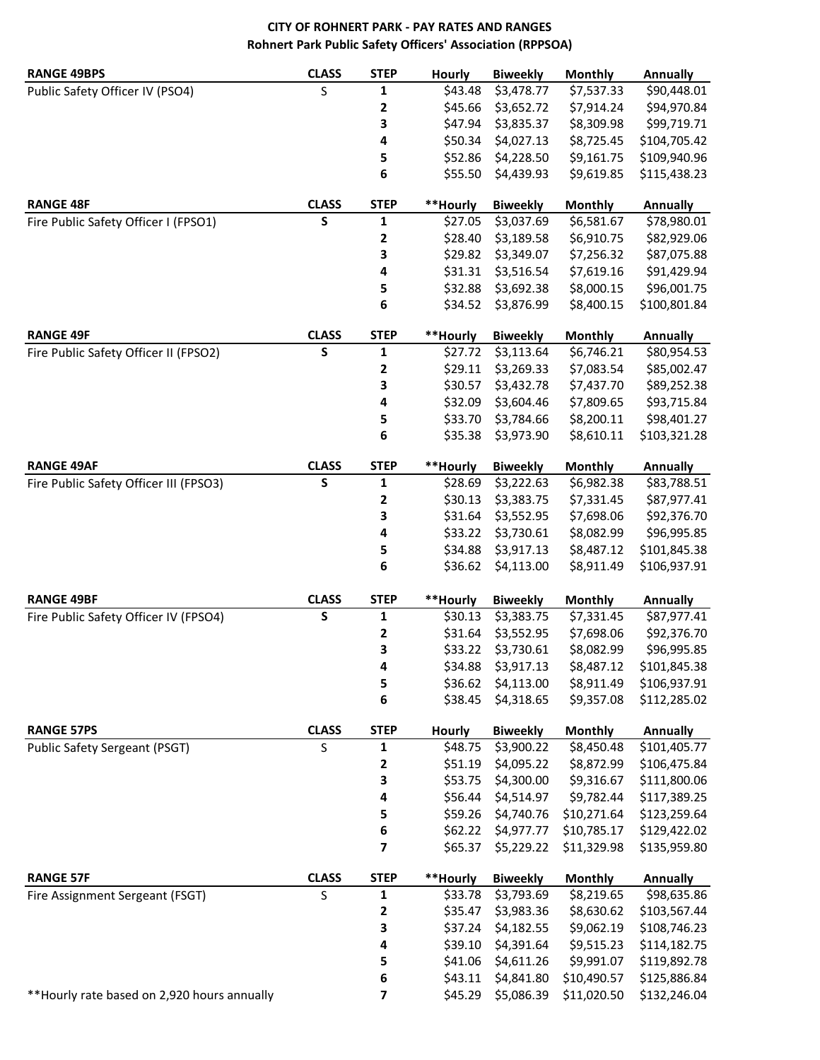**CITY OF ROHNERT PARK - PAY RATES AND RANGES**
**Rohnert Park Public Safety Officers' Association (RPPSOA)**

| RANGE 49BPS | CLASS | STEP | Hourly | Biweekly | Monthly | Annually |
|---|---|---|---|---|---|---|
| Public Safety Officer IV (PSO4) | S | 1 | $43.48 | $3,478.77 | $7,537.33 | $90,448.01 |
| | | 2 | $45.66 | $3,652.72 | $7,914.24 | $94,970.84 |
| | | 3 | $47.94 | $3,835.37 | $8,309.98 | $99,719.71 |
| | | 4 | $50.34 | $4,027.13 | $8,725.45 | $104,705.42 |
| | | 5 | $52.86 | $4,228.50 | $9,161.75 | $109,940.96 |
| | | 6 | $55.50 | $4,439.93 | $9,619.85 | $115,438.23 |

| RANGE 48F | CLASS | STEP | **Hourly | Biweekly | Monthly | Annually |
|---|---|---|---|---|---|---|
| Fire Public Safety Officer I (FPSO1) | S | 1 | $27.05 | $3,037.69 | $6,581.67 | $78,980.01 |
| | | 2 | $28.40 | $3,189.58 | $6,910.75 | $82,929.06 |
| | | 3 | $29.82 | $3,349.07 | $7,256.32 | $87,075.88 |
| | | 4 | $31.31 | $3,516.54 | $7,619.16 | $91,429.94 |
| | | 5 | $32.88 | $3,692.38 | $8,000.15 | $96,001.75 |
| | | 6 | $34.52 | $3,876.99 | $8,400.15 | $100,801.84 |

| RANGE 49F | CLASS | STEP | **Hourly | Biweekly | Monthly | Annually |
|---|---|---|---|---|---|---|
| Fire Public Safety Officer II (FPSO2) | S | 1 | $27.72 | $3,113.64 | $6,746.21 | $80,954.53 |
| | | 2 | $29.11 | $3,269.33 | $7,083.54 | $85,002.47 |
| | | 3 | $30.57 | $3,432.78 | $7,437.70 | $89,252.38 |
| | | 4 | $32.09 | $3,604.46 | $7,809.65 | $93,715.84 |
| | | 5 | $33.70 | $3,784.66 | $8,200.11 | $98,401.27 |
| | | 6 | $35.38 | $3,973.90 | $8,610.11 | $103,321.28 |

| RANGE 49AF | CLASS | STEP | **Hourly | Biweekly | Monthly | Annually |
|---|---|---|---|---|---|---|
| Fire Public Safety Officer III (FPSO3) | S | 1 | $28.69 | $3,222.63 | $6,982.38 | $83,788.51 |
| | | 2 | $30.13 | $3,383.75 | $7,331.45 | $87,977.41 |
| | | 3 | $31.64 | $3,552.95 | $7,698.06 | $92,376.70 |
| | | 4 | $33.22 | $3,730.61 | $8,082.99 | $96,995.85 |
| | | 5 | $34.88 | $3,917.13 | $8,487.12 | $101,845.38 |
| | | 6 | $36.62 | $4,113.00 | $8,911.49 | $106,937.91 |

| RANGE 49BF | CLASS | STEP | **Hourly | Biweekly | Monthly | Annually |
|---|---|---|---|---|---|---|
| Fire Public Safety Officer IV (FPSO4) | S | 1 | $30.13 | $3,383.75 | $7,331.45 | $87,977.41 |
| | | 2 | $31.64 | $3,552.95 | $7,698.06 | $92,376.70 |
| | | 3 | $33.22 | $3,730.61 | $8,082.99 | $96,995.85 |
| | | 4 | $34.88 | $3,917.13 | $8,487.12 | $101,845.38 |
| | | 5 | $36.62 | $4,113.00 | $8,911.49 | $106,937.91 |
| | | 6 | $38.45 | $4,318.65 | $9,357.08 | $112,285.02 |

| RANGE 57PS | CLASS | STEP | Hourly | Biweekly | Monthly | Annually |
|---|---|---|---|---|---|---|
| Public Safety Sergeant (PSGT) | S | 1 | $48.75 | $3,900.22 | $8,450.48 | $101,405.77 |
| | | 2 | $51.19 | $4,095.22 | $8,872.99 | $106,475.84 |
| | | 3 | $53.75 | $4,300.00 | $9,316.67 | $111,800.06 |
| | | 4 | $56.44 | $4,514.97 | $9,782.44 | $117,389.25 |
| | | 5 | $59.26 | $4,740.76 | $10,271.64 | $123,259.64 |
| | | 6 | $62.22 | $4,977.77 | $10,785.17 | $129,422.02 |
| | | 7 | $65.37 | $5,229.22 | $11,329.98 | $135,959.80 |

| RANGE 57F | CLASS | STEP | **Hourly | Biweekly | Monthly | Annually |
|---|---|---|---|---|---|---|
| Fire Assignment Sergeant (FSGT) | S | 1 | $33.78 | $3,793.69 | $8,219.65 | $98,635.86 |
| | | 2 | $35.47 | $3,983.36 | $8,630.62 | $103,567.44 |
| | | 3 | $37.24 | $4,182.55 | $9,062.19 | $108,746.23 |
| | | 4 | $39.10 | $4,391.64 | $9,515.23 | $114,182.75 |
| | | 5 | $41.06 | $4,611.26 | $9,991.07 | $119,892.78 |
| | | 6 | $43.11 | $4,841.80 | $10,490.57 | $125,886.84 |
| **Hourly rate based on 2,920 hours annually | | 7 | $45.29 | $5,086.39 | $11,020.50 | $132,246.04 |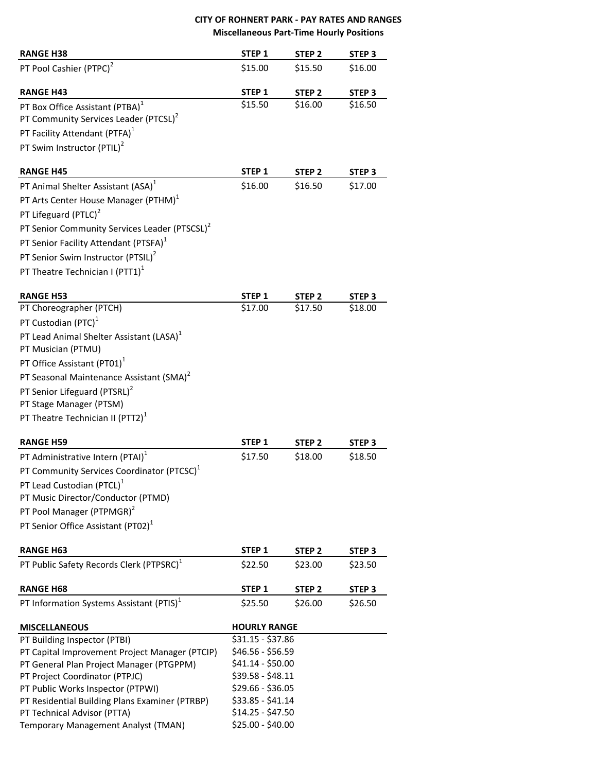**CITY OF ROHNERT PARK - PAY RATES AND RANGES**

**Miscellaneous Part-Time Hourly Positions**

| RANGE H38 | STEP 1 | STEP 2 | STEP 3 |
|---|---|---|---|
| PT Pool Cashier (PTPC)[2] | $15.00 | $15.50 | $16.00 |

| RANGE H43 | STEP 1 | STEP 2 | STEP 3 |
|---|---|---|---|
| PT Box Office Assistant (PTBA)[1] | $15.50 | $16.00 | $16.50 |
| PT Community Services Leader (PTCSL)[2] | | | |
| PT Facility Attendant (PTFA)[1] | | | |
| PT Swim Instructor (PTIL)[2] | | | |

| RANGE H45 | STEP 1 | STEP 2 | STEP 3 |
|---|---|---|---|
| PT Animal Shelter Assistant (ASA)[1] | $16.00 | $16.50 | $17.00 |
| PT Arts Center House Manager (PTHM)[1] | | | |
| PT Lifeguard (PTLC)[2] | | | |
| PT Senior Community Services Leader (PTSCSL)[2] | | | |
| PT Senior Facility Attendant (PTSFA)[1] | | | |
| PT Senior Swim Instructor (PTSIL)[2] | | | |
| PT Theatre Technician I (PTT1)[1] | | | |

| RANGE H53 | STEP 1 | STEP 2 | STEP 3 |
|---|---|---|---|
| PT Choreographer (PTCH) | $17.00 | $17.50 | $18.00 |
| PT Custodian (PTC)[1] | | | |
| PT Lead Animal Shelter Assistant (LASA)[1] | | | |
| PT Musician (PTMU) | | | |
| PT Office Assistant (PT01)[1] | | | |
| PT Seasonal Maintenance Assistant (SMA)[2] | | | |
| PT Senior Lifeguard (PTSRL)[2] | | | |
| PT Stage Manager (PTSM) | | | |
| PT Theatre Technician II (PTT2)[1] | | | |

| RANGE H59 | STEP 1 | STEP 2 | STEP 3 |
|---|---|---|---|
| PT Administrative Intern (PTAI)[1] | $17.50 | $18.00 | $18.50 |
| PT Community Services Coordinator (PTCSC)[1] | | | |
| PT Lead Custodian (PTCL)[1] | | | |
| PT Music Director/Conductor (PTMD) | | | |
| PT Pool Manager (PTPMGR)[2] | | | |
| PT Senior Office Assistant (PT02)[1] | | | |

| RANGE H63 | STEP 1 | STEP 2 | STEP 3 |
|---|---|---|---|
| PT Public Safety Records Clerk (PTPSRC)[1] | $22.50 | $23.00 | $23.50 |

| RANGE H68 | STEP 1 | STEP 2 | STEP 3 |
|---|---|---|---|
| PT Information Systems Assistant (PTIS)[1] | $25.50 | $26.00 | $26.50 |

| MISCELLANEOUS | HOURLY RANGE |
|---|---|
| PT Building Inspector (PTBI) | $31.15 - $37.86 |
| PT Capital Improvement Project Manager (PTCIP) | $46.56 - $56.59 |
| PT General Plan Project Manager (PTGPPM) | $41.14 - $50.00 |
| PT Project Coordinator (PTPJC) | $39.58 - $48.11 |
| PT Public Works Inspector (PTPWI) | $29.66 - $36.05 |
| PT Residential Building Plans Examiner (PTRBP) | $33.85 - $41.14 |
| PT Technical Advisor (PTTA) | $14.25 - $47.50 |
| Temporary Management Analyst (TMAN) | $25.00 - $40.00 |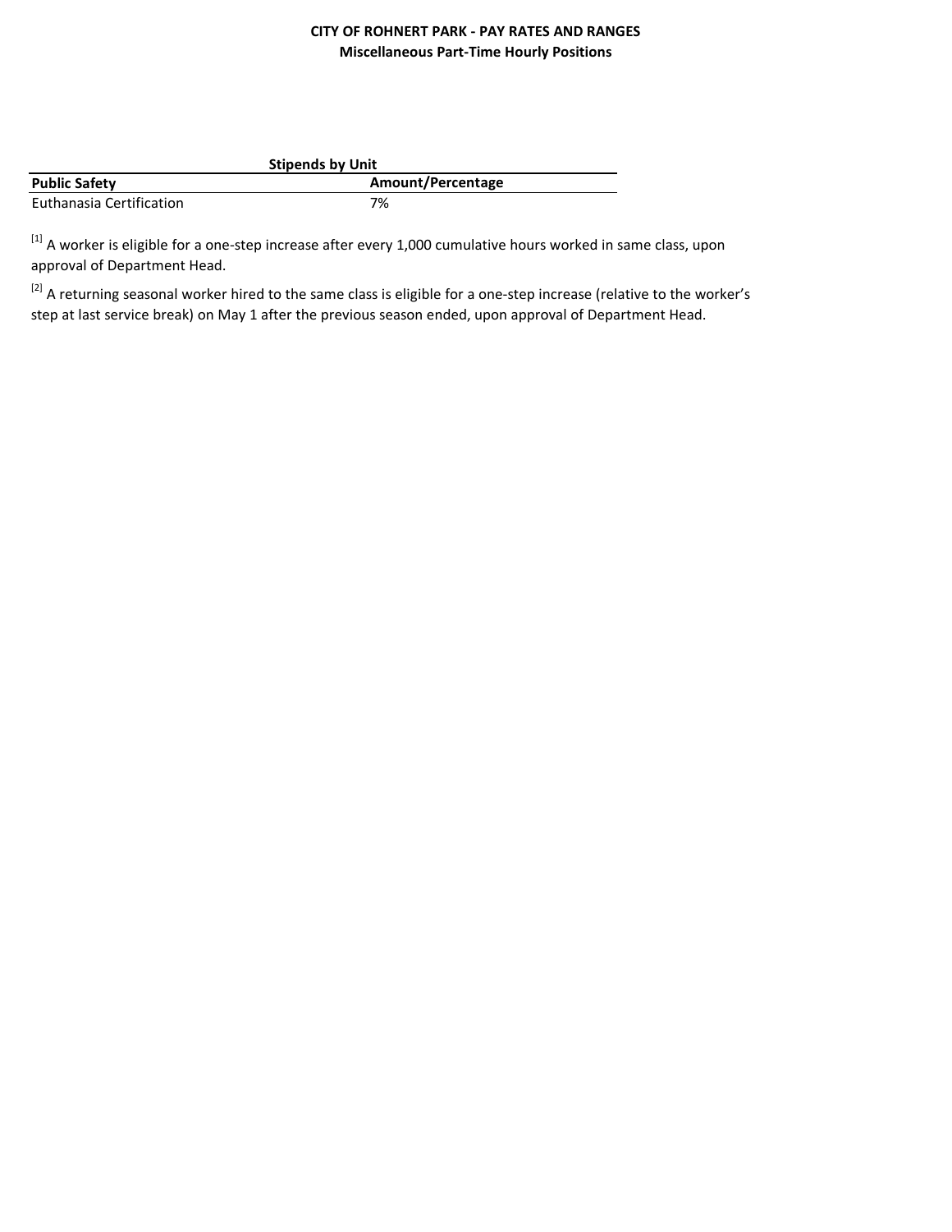**CITY OF ROHNERT PARK - PAY RATES AND RANGES**

**Miscellaneous Part-Time Hourly Positions**

| Stipends by Unit | |
|---|---|
| **Public Safety** | **Amount/Percentage** |
| Euthanasia Certification | 7% |

[1] A worker is eligible for a one-step increase after every 1,000 cumulative hours worked in same class, upon approval of Department Head.

[2] A returning seasonal worker hired to the same class is eligible for a one-step increase (relative to the worker's step at last service break) on May 1 after the previous season ended, upon approval of Department Head.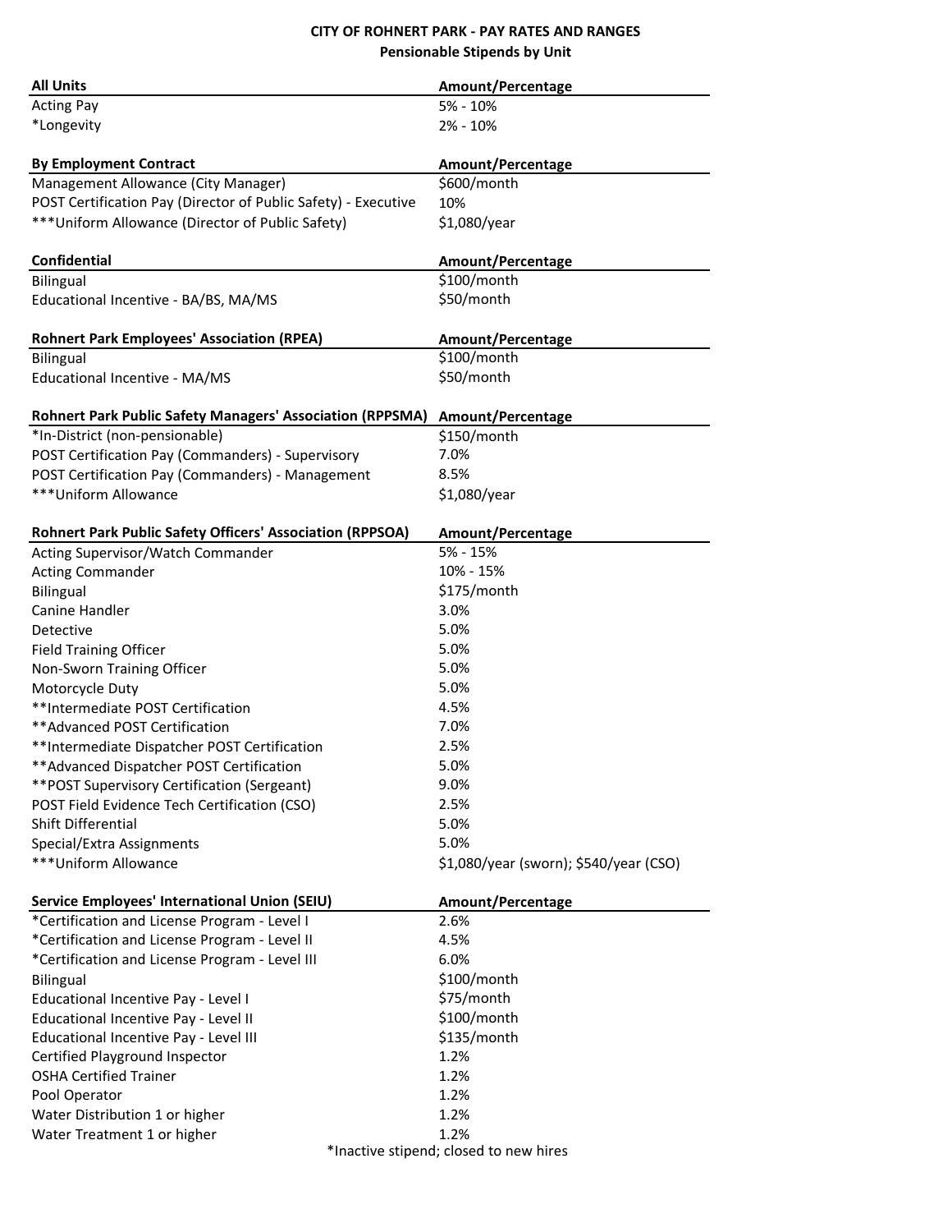# CITY OF ROHNERT PARK - PAY RATES AND RANGES

## Pensionable Stipends by Unit

| All Units | Amount/Percentage |
|---|---|
| Acting Pay | 5% - 10% |
| *Longevity | 2% - 10% |

| By Employment Contract | Amount/Percentage |
|---|---|
| Management Allowance (City Manager) | $600/month |
| POST Certification Pay (Director of Public Safety) - Executive | 10% |
| ***Uniform Allowance (Director of Public Safety) | $1,080/year |

| Confidential | Amount/Percentage |
|---|---|
| Bilingual | $100/month |
| Educational Incentive - BA/BS, MA/MS | $50/month |

| Rohnert Park Employees' Association (RPEA) | Amount/Percentage |
|---|---|
| Bilingual | $100/month |
| Educational Incentive - MA/MS | $50/month |

| Rohnert Park Public Safety Managers' Association (RPPSMA) | Amount/Percentage |
|---|---|
| *In-District (non-pensionable) | $150/month |
| POST Certification Pay (Commanders) - Supervisory | 7.0% |
| POST Certification Pay (Commanders) - Management | 8.5% |
| ***Uniform Allowance | $1,080/year |

| Rohnert Park Public Safety Officers' Association (RPPSOA) | Amount/Percentage |
|---|---|
| Acting Supervisor/Watch Commander | 5% - 15% |
| Acting Commander | 10% - 15% |
| Bilingual | $175/month |
| Canine Handler | 3.0% |
| Detective | 5.0% |
| Field Training Officer | 5.0% |
| Non-Sworn Training Officer | 5.0% |
| Motorcycle Duty | 5.0% |
| **Intermediate POST Certification | 4.5% |
| **Advanced POST Certification | 7.0% |
| **Intermediate Dispatcher POST Certification | 2.5% |
| **Advanced Dispatcher POST Certification | 5.0% |
| **POST Supervisory Certification (Sergeant) | 9.0% |
| POST Field Evidence Tech Certification (CSO) | 2.5% |
| Shift Differential | 5.0% |
| Special/Extra Assignments | 5.0% |
| ***Uniform Allowance | $1,080/year (sworn); $540/year (CSO) |

| Service Employees' International Union (SEIU) | Amount/Percentage |
|---|---|
| *Certification and License Program - Level I | 2.6% |
| *Certification and License Program - Level II | 4.5% |
| *Certification and License Program - Level III | 6.0% |
| Bilingual | $100/month |
| Educational Incentive Pay - Level I | $75/month |
| Educational Incentive Pay - Level II | $100/month |
| Educational Incentive Pay - Level III | $135/month |
| Certified Playground Inspector | 1.2% |
| OSHA Certified Trainer | 1.2% |
| Pool Operator | 1.2% |
| Water Distribution 1 or higher | 1.2% |
| Water Treatment 1 or higher | 1.2% |

*Inactive stipend; closed to new hires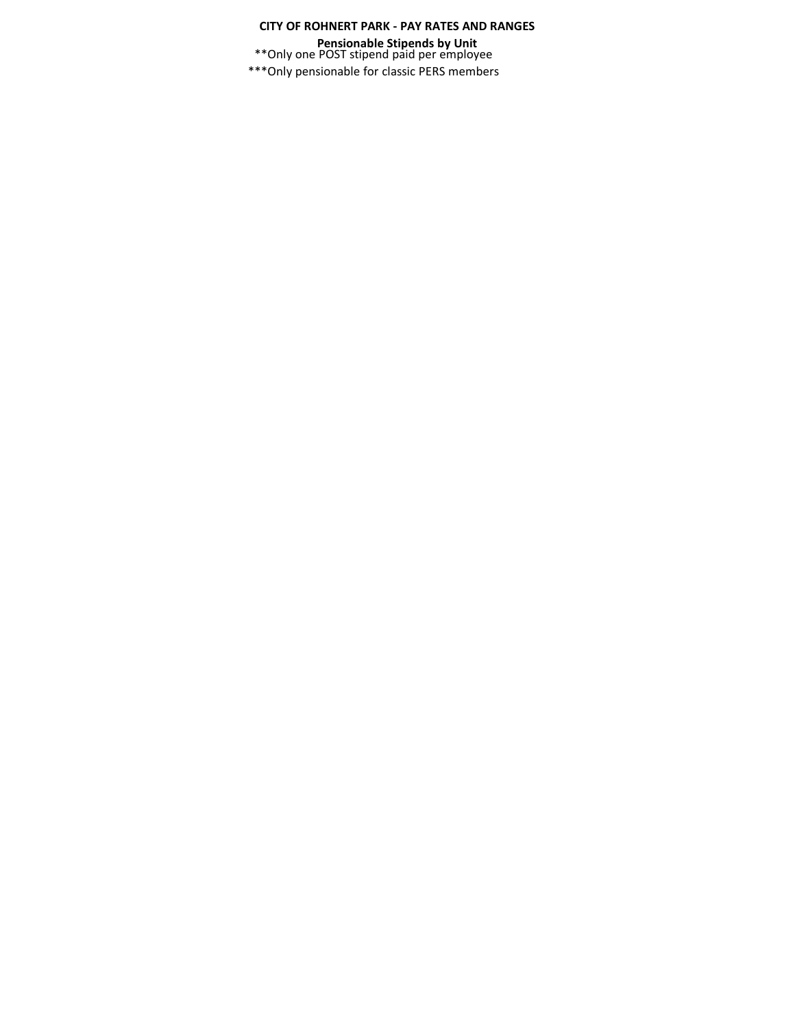**CITY OF ROHNERT PARK - PAY RATES AND RANGES**

**Pensionable Stipends by Unit**

**Only one POST stipend paid per employee

***Only pensionable for classic PERS members